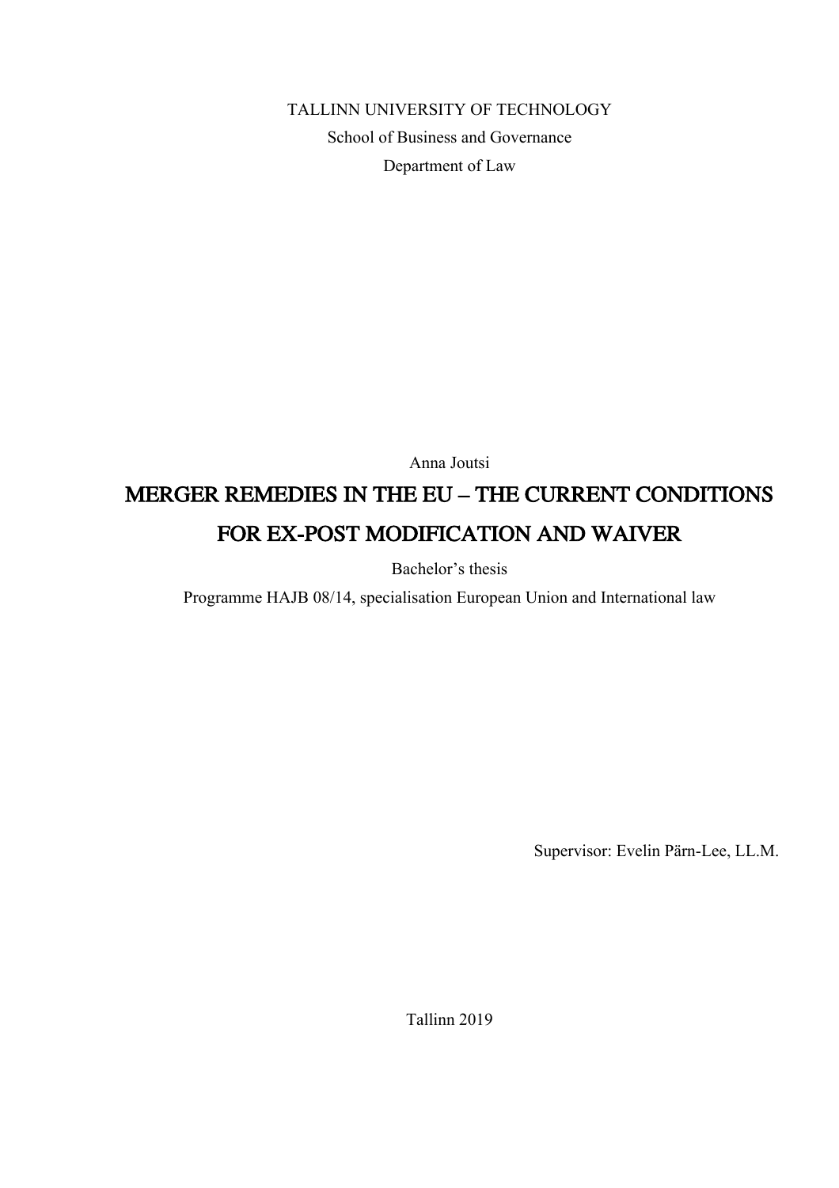TALLINN UNIVERSITY OF TECHNOLOGY

School of Business and Governance

Department of Law

Anna Joutsi

# MERGER REMEDIES IN THE EU – THE CURRENT CONDITIONS FOR EX-POST MODIFICATION AND WAIVER

Bachelor's thesis

Programme HAJB 08/14, specialisation European Union and International law

Supervisor: Evelin Pärn-Lee, LL.M.

Tallinn 2019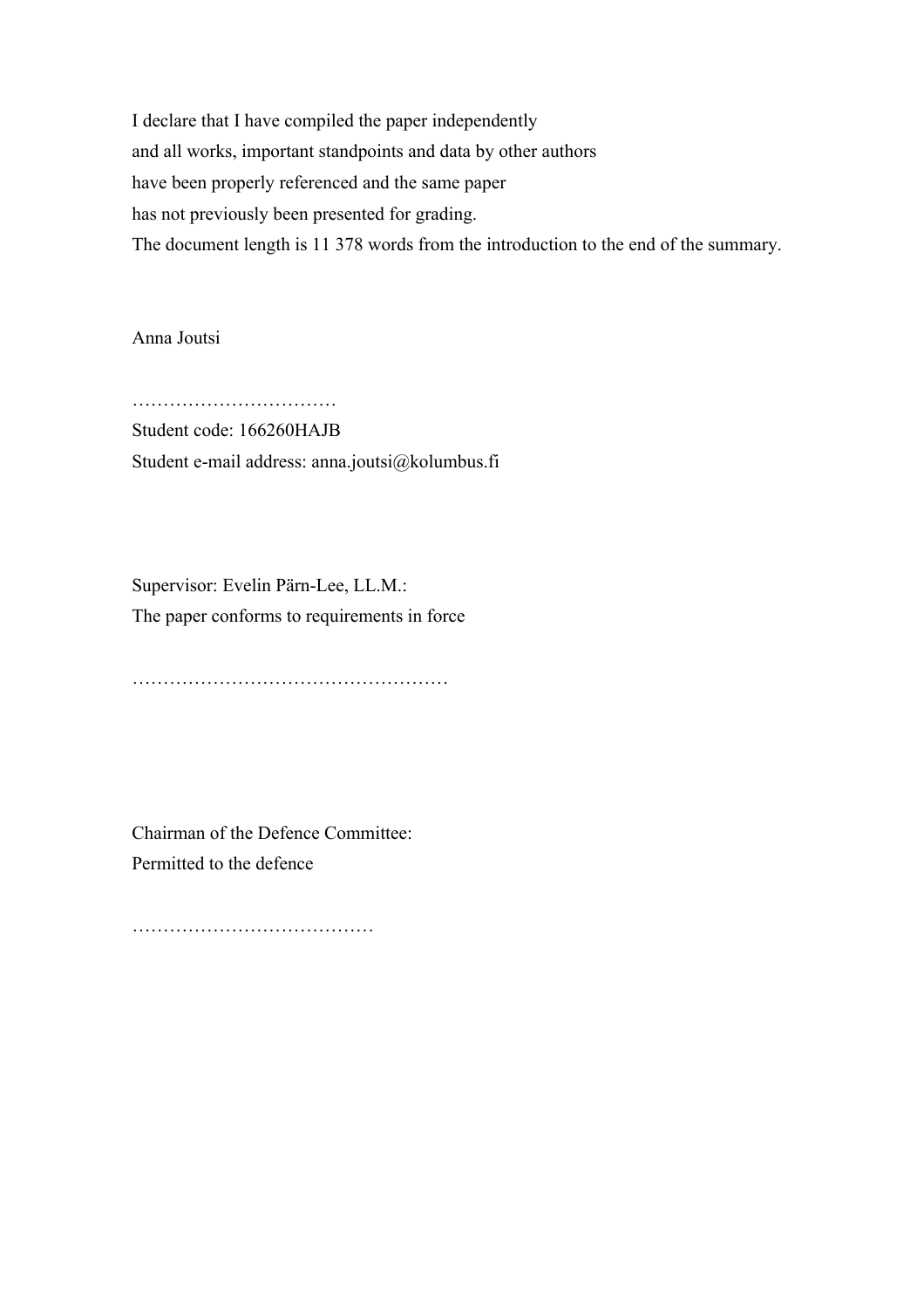I declare that I have compiled the paper independently
and all works, important standpoints and data by other authors
have been properly referenced and the same paper
has not previously been presented for grading.
The document length is 11 378 words from the introduction to the end of the summary.

Anna Joutsi

……………………………
Student code: 166260HAJB
Student e-mail address: anna.joutsi@kolumbus.fi

Supervisor: Evelin Pärn-Lee, LL.M.:
The paper conforms to requirements in force

……………………………………………

Chairman of the Defence Committee:
Permitted to the defence

…………………………………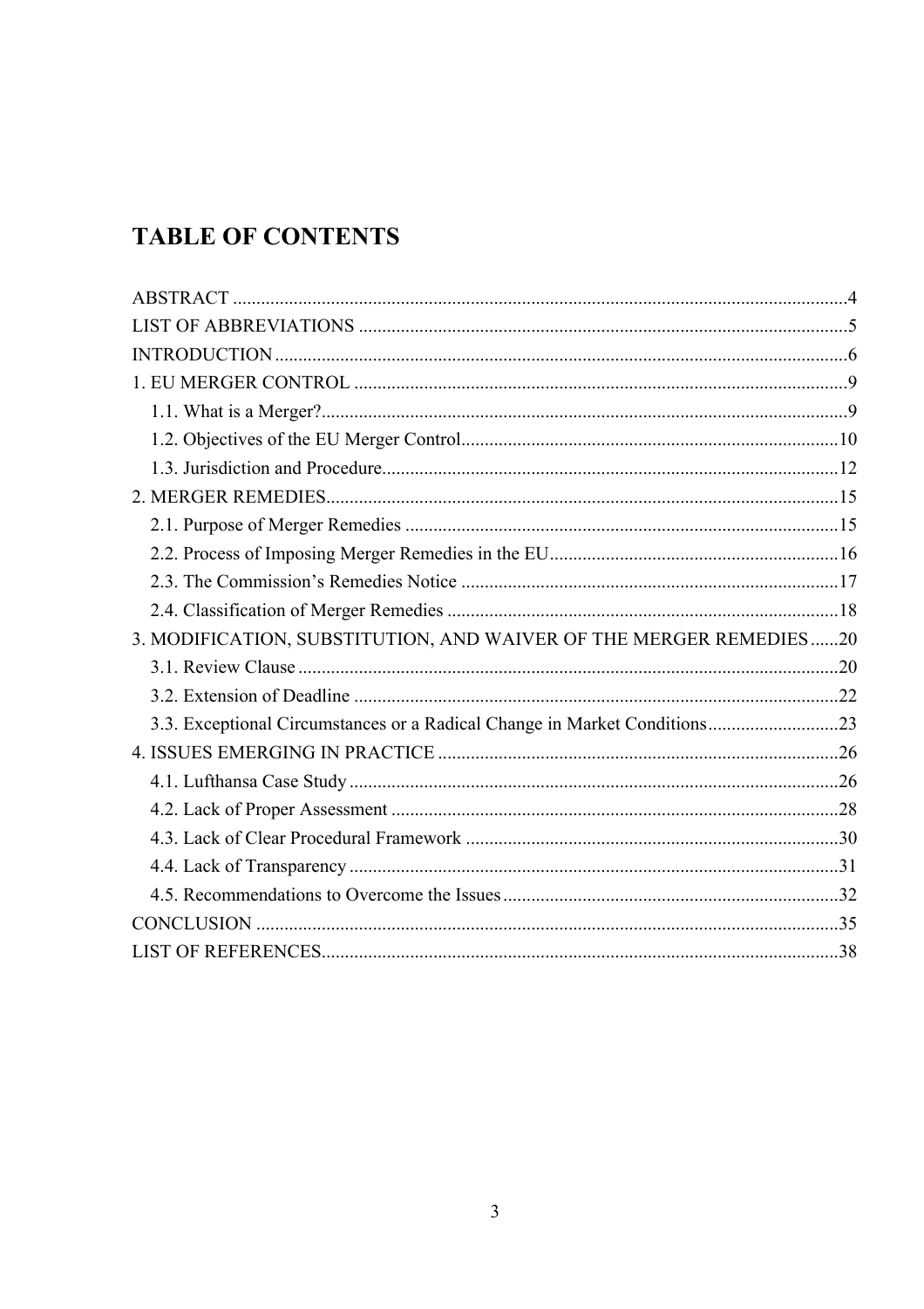# TABLE OF CONTENTS

ABSTRACT ....................................................................................................................4

LIST OF ABBREVIATIONS ........................................................................................5

INTRODUCTION ..........................................................................................................6

1. EU MERGER CONTROL .........................................................................................9

   1.1. What is a Merger?................................................................................................9

   1.2. Objectives of the EU Merger Control.................................................................10

   1.3. Jurisdiction and Procedure..................................................................................12

2. MERGER REMEDIES.............................................................................................15

   2.1. Purpose of Merger Remedies .............................................................................15

   2.2. Process of Imposing Merger Remedies in the EU..............................................16

   2.3. The Commission's Remedies Notice .................................................................17

   2.4. Classification of Merger Remedies ....................................................................18

3. MODIFICATION, SUBSTITUTION, AND WAIVER OF THE MERGER REMEDIES......20

   3.1. Review Clause ....................................................................................................20

   3.2. Extension of Deadline ........................................................................................22

   3.3. Exceptional Circumstances or a Radical Change in Market Conditions............23

4. ISSUES EMERGING IN PRACTICE .....................................................................26

   4.1. Lufthansa Case Study .........................................................................................26

   4.2. Lack of Proper Assessment ................................................................................28

   4.3. Lack of Clear Procedural Framework ................................................................30

   4.4. Lack of Transparency .........................................................................................31

   4.5. Recommendations to Overcome the Issues........................................................32

CONCLUSION ............................................................................................................35

LIST OF REFERENCES..............................................................................................38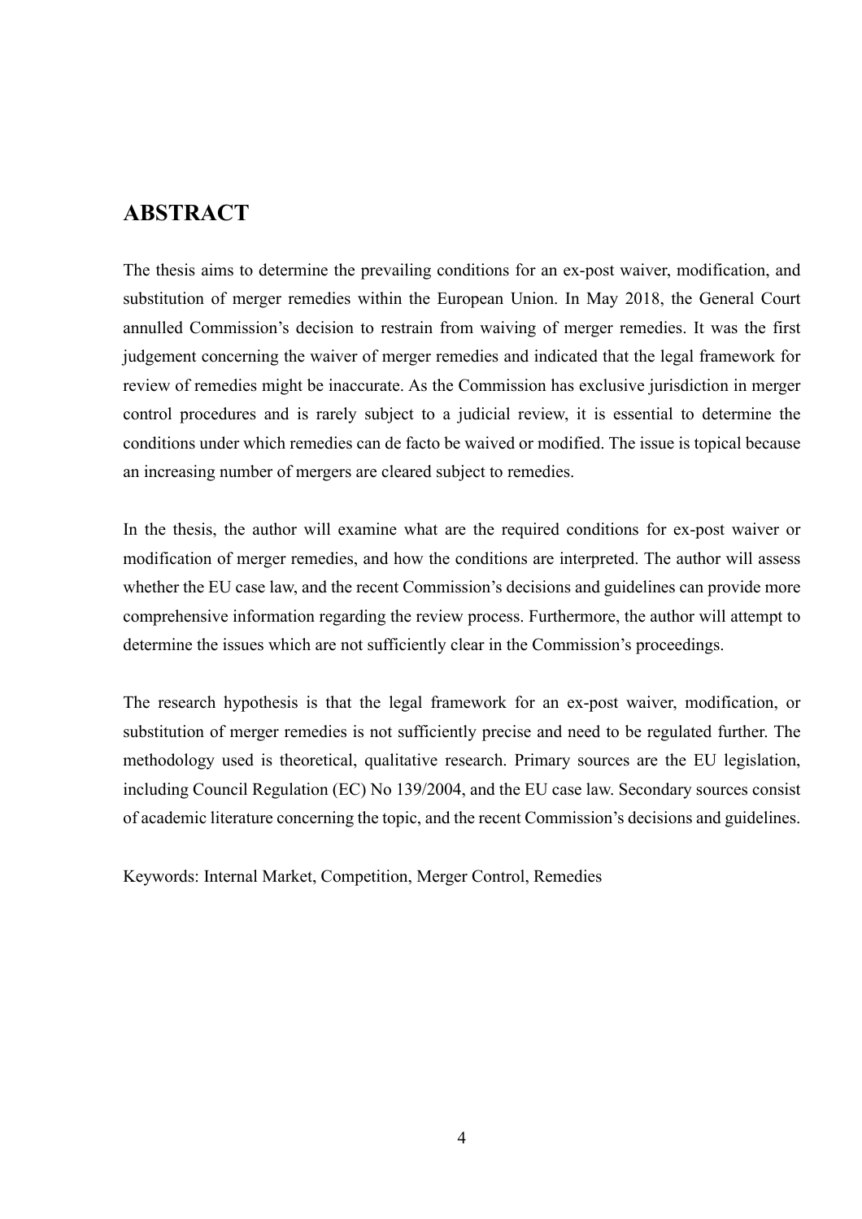# ABSTRACT

The thesis aims to determine the prevailing conditions for an ex-post waiver, modification, and substitution of merger remedies within the European Union. In May 2018, the General Court annulled Commission's decision to restrain from waiving of merger remedies. It was the first judgement concerning the waiver of merger remedies and indicated that the legal framework for review of remedies might be inaccurate. As the Commission has exclusive jurisdiction in merger control procedures and is rarely subject to a judicial review, it is essential to determine the conditions under which remedies can de facto be waived or modified. The issue is topical because an increasing number of mergers are cleared subject to remedies.

In the thesis, the author will examine what are the required conditions for ex-post waiver or modification of merger remedies, and how the conditions are interpreted. The author will assess whether the EU case law, and the recent Commission's decisions and guidelines can provide more comprehensive information regarding the review process. Furthermore, the author will attempt to determine the issues which are not sufficiently clear in the Commission's proceedings.

The research hypothesis is that the legal framework for an ex-post waiver, modification, or substitution of merger remedies is not sufficiently precise and need to be regulated further. The methodology used is theoretical, qualitative research. Primary sources are the EU legislation, including Council Regulation (EC) No 139/2004, and the EU case law. Secondary sources consist of academic literature concerning the topic, and the recent Commission's decisions and guidelines.

Keywords: Internal Market, Competition, Merger Control, Remedies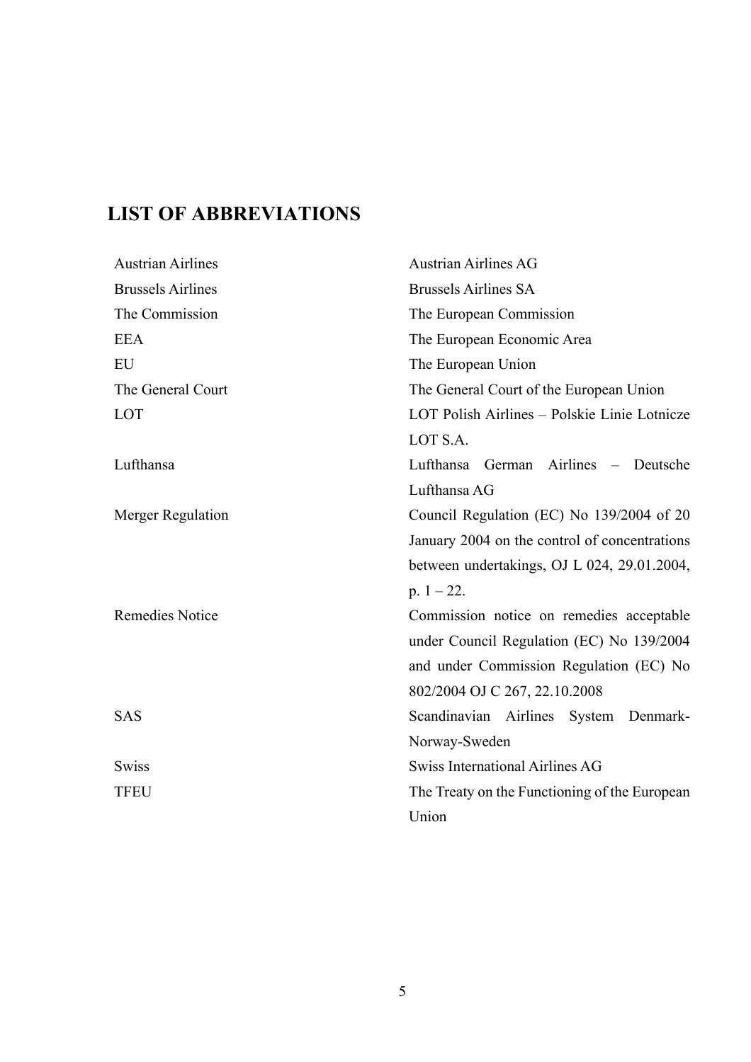## LIST OF ABBREVIATIONS

| | |
|---|---|
| Austrian Airlines | Austrian Airlines AG |
| Brussels Airlines | Brussels Airlines SA |
| The Commission | The European Commission |
| EEA | The European Economic Area |
| EU | The European Union |
| The General Court | The General Court of the European Union |
| LOT | LOT Polish Airlines – Polskie Linie Lotnicze LOT S.A. |
| Lufthansa | Lufthansa German Airlines – Deutsche Lufthansa AG |
| Merger Regulation | Council Regulation (EC) No 139/2004 of 20 January 2004 on the control of concentrations between undertakings, OJ L 024, 29.01.2004, p. 1 – 22. |
| Remedies Notice | Commission notice on remedies acceptable under Council Regulation (EC) No 139/2004 and under Commission Regulation (EC) No 802/2004 OJ C 267, 22.10.2008 |
| SAS | Scandinavian Airlines System Denmark-Norway-Sweden |
| Swiss | Swiss International Airlines AG |
| TFEU | The Treaty on the Functioning of the European Union |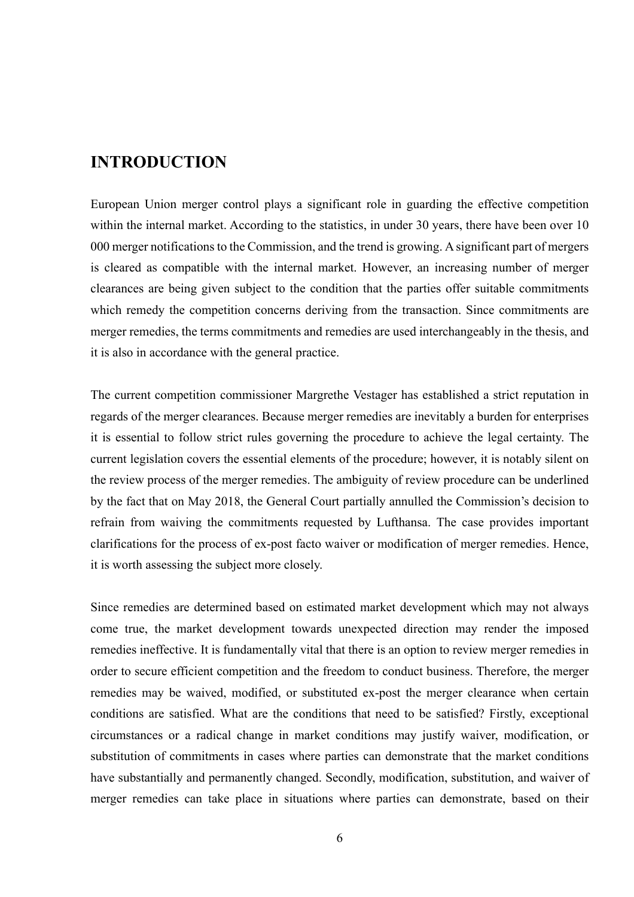# INTRODUCTION

European Union merger control plays a significant role in guarding the effective competition within the internal market. According to the statistics, in under 30 years, there have been over 10 000 merger notifications to the Commission, and the trend is growing. A significant part of mergers is cleared as compatible with the internal market. However, an increasing number of merger clearances are being given subject to the condition that the parties offer suitable commitments which remedy the competition concerns deriving from the transaction. Since commitments are merger remedies, the terms commitments and remedies are used interchangeably in the thesis, and it is also in accordance with the general practice.

The current competition commissioner Margrethe Vestager has established a strict reputation in regards of the merger clearances. Because merger remedies are inevitably a burden for enterprises it is essential to follow strict rules governing the procedure to achieve the legal certainty. The current legislation covers the essential elements of the procedure; however, it is notably silent on the review process of the merger remedies. The ambiguity of review procedure can be underlined by the fact that on May 2018, the General Court partially annulled the Commission's decision to refrain from waiving the commitments requested by Lufthansa. The case provides important clarifications for the process of ex-post facto waiver or modification of merger remedies. Hence, it is worth assessing the subject more closely.

Since remedies are determined based on estimated market development which may not always come true, the market development towards unexpected direction may render the imposed remedies ineffective. It is fundamentally vital that there is an option to review merger remedies in order to secure efficient competition and the freedom to conduct business. Therefore, the merger remedies may be waived, modified, or substituted ex-post the merger clearance when certain conditions are satisfied. What are the conditions that need to be satisfied? Firstly, exceptional circumstances or a radical change in market conditions may justify waiver, modification, or substitution of commitments in cases where parties can demonstrate that the market conditions have substantially and permanently changed. Secondly, modification, substitution, and waiver of merger remedies can take place in situations where parties can demonstrate, based on their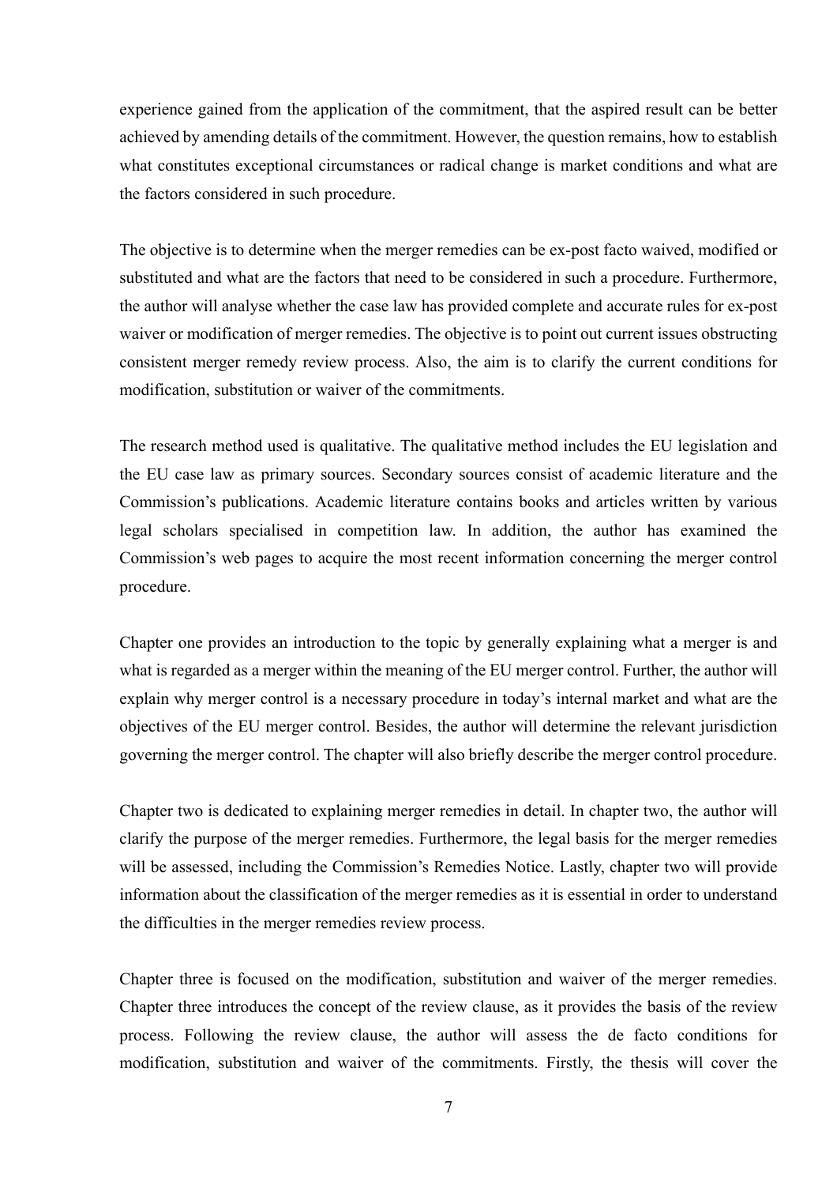experience gained from the application of the commitment, that the aspired result can be better achieved by amending details of the commitment. However, the question remains, how to establish what constitutes exceptional circumstances or radical change is market conditions and what are the factors considered in such procedure.

The objective is to determine when the merger remedies can be ex-post facto waived, modified or substituted and what are the factors that need to be considered in such a procedure. Furthermore, the author will analyse whether the case law has provided complete and accurate rules for ex-post waiver or modification of merger remedies. The objective is to point out current issues obstructing consistent merger remedy review process. Also, the aim is to clarify the current conditions for modification, substitution or waiver of the commitments.

The research method used is qualitative. The qualitative method includes the EU legislation and the EU case law as primary sources. Secondary sources consist of academic literature and the Commission's publications. Academic literature contains books and articles written by various legal scholars specialised in competition law. In addition, the author has examined the Commission's web pages to acquire the most recent information concerning the merger control procedure.

Chapter one provides an introduction to the topic by generally explaining what a merger is and what is regarded as a merger within the meaning of the EU merger control. Further, the author will explain why merger control is a necessary procedure in today's internal market and what are the objectives of the EU merger control. Besides, the author will determine the relevant jurisdiction governing the merger control. The chapter will also briefly describe the merger control procedure.

Chapter two is dedicated to explaining merger remedies in detail. In chapter two, the author will clarify the purpose of the merger remedies. Furthermore, the legal basis for the merger remedies will be assessed, including the Commission's Remedies Notice. Lastly, chapter two will provide information about the classification of the merger remedies as it is essential in order to understand the difficulties in the merger remedies review process.

Chapter three is focused on the modification, substitution and waiver of the merger remedies. Chapter three introduces the concept of the review clause, as it provides the basis of the review process. Following the review clause, the author will assess the de facto conditions for modification, substitution and waiver of the commitments. Firstly, the thesis will cover the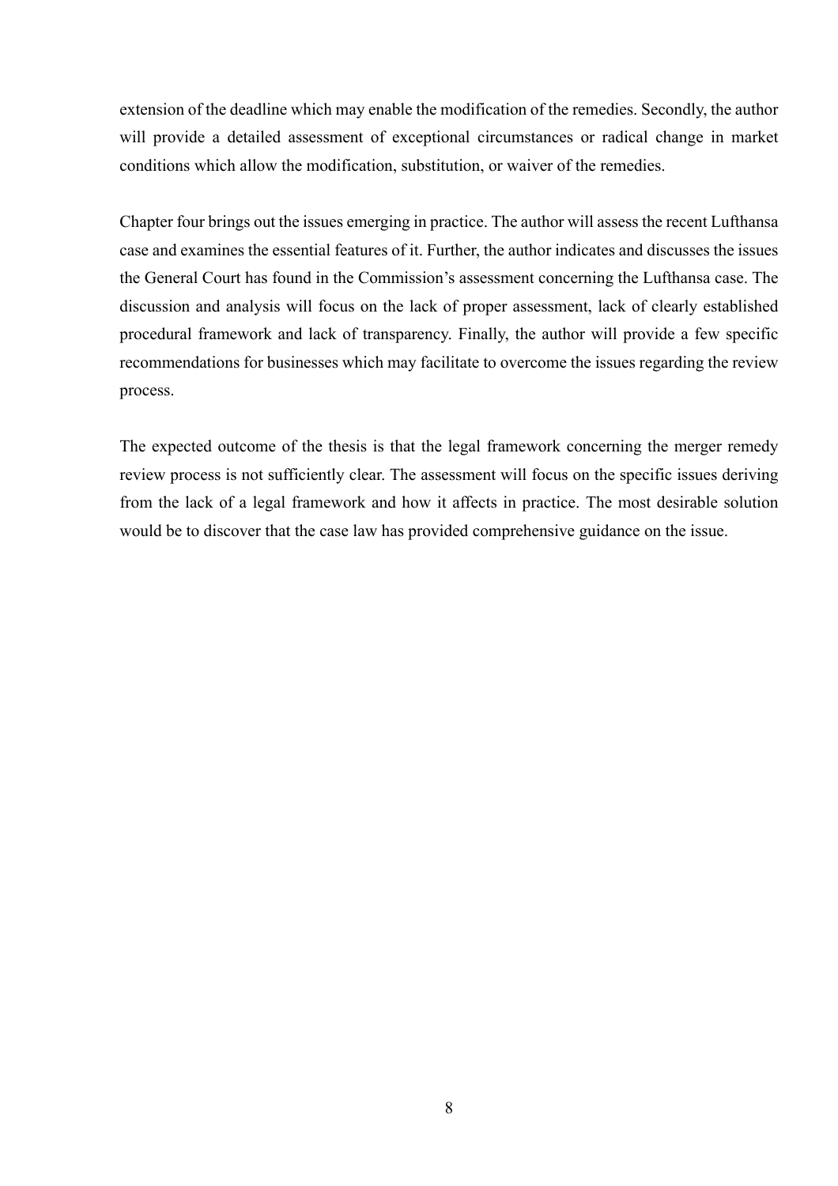extension of the deadline which may enable the modification of the remedies. Secondly, the author will provide a detailed assessment of exceptional circumstances or radical change in market conditions which allow the modification, substitution, or waiver of the remedies.

Chapter four brings out the issues emerging in practice. The author will assess the recent Lufthansa case and examines the essential features of it. Further, the author indicates and discusses the issues the General Court has found in the Commission's assessment concerning the Lufthansa case. The discussion and analysis will focus on the lack of proper assessment, lack of clearly established procedural framework and lack of transparency. Finally, the author will provide a few specific recommendations for businesses which may facilitate to overcome the issues regarding the review process.

The expected outcome of the thesis is that the legal framework concerning the merger remedy review process is not sufficiently clear. The assessment will focus on the specific issues deriving from the lack of a legal framework and how it affects in practice. The most desirable solution would be to discover that the case law has provided comprehensive guidance on the issue.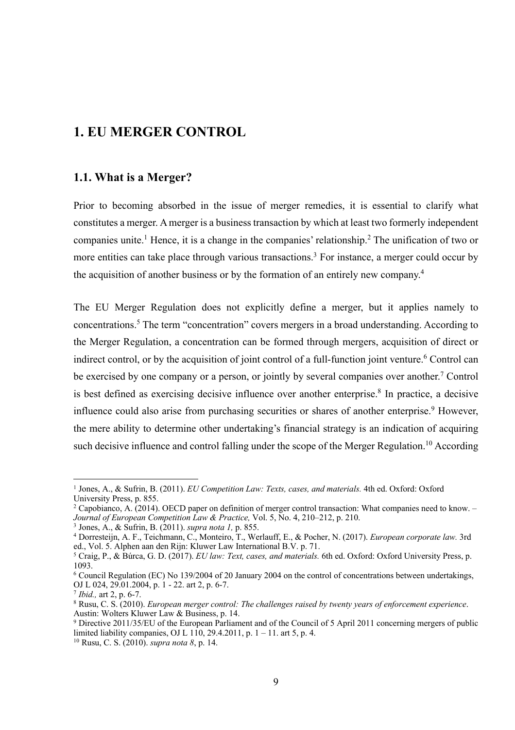# 1. EU MERGER CONTROL

## 1.1. What is a Merger?

Prior to becoming absorbed in the issue of merger remedies, it is essential to clarify what constitutes a merger. A merger is a business transaction by which at least two formerly independent companies unite.[1] Hence, it is a change in the companies' relationship.[2] The unification of two or more entities can take place through various transactions.[3] For instance, a merger could occur by the acquisition of another business or by the formation of an entirely new company.[4]

The EU Merger Regulation does not explicitly define a merger, but it applies namely to concentrations.[5] The term "concentration" covers mergers in a broad understanding. According to the Merger Regulation, a concentration can be formed through mergers, acquisition of direct or indirect control, or by the acquisition of joint control of a full-function joint venture.[6] Control can be exercised by one company or a person, or jointly by several companies over another.[7] Control is best defined as exercising decisive influence over another enterprise.[8] In practice, a decisive influence could also arise from purchasing securities or shares of another enterprise.[9] However, the mere ability to determine other undertaking's financial strategy is an indication of acquiring such decisive influence and control falling under the scope of the Merger Regulation.[10] According

---

[1] Jones, A., & Sufrin, B. (2011). *EU Competition Law: Texts, cases, and materials.* 4th ed. Oxford: Oxford University Press, p. 855.

[2] Capobianco, A. (2014). OECD paper on definition of merger control transaction: What companies need to know. – *Journal of European Competition Law & Practice,* Vol. 5, No. 4, 210–212, p. 210.

[3] Jones, A., & Sufrin, B. (2011). *supra nota 1,* p. 855.

[4] Dorresteijn, A. F., Teichmann, C., Monteiro, T., Werlauff, E., & Pocher, N. (2017). *European corporate law.* 3rd ed., Vol. 5. Alphen aan den Rijn: Kluwer Law International B.V. p. 71.

[5] Craig, P., & Búrca, G. D. (2017). *EU law: Text, cases, and materials.* 6th ed. Oxford: Oxford University Press, p. 1093.

[6] Council Regulation (EC) No 139/2004 of 20 January 2004 on the control of concentrations between undertakings, OJ L 024, 29.01.2004, p. 1 - 22. art 2, p. 6-7.

[7] *Ibid.,* art 2, p. 6-7.

[8] Rusu, C. S. (2010). *European merger control: The challenges raised by twenty years of enforcement experience*. Austin: Wolters Kluwer Law & Business, p. 14.

[9] Directive 2011/35/EU of the European Parliament and of the Council of 5 April 2011 concerning mergers of public limited liability companies, OJ L 110, 29.4.2011, p. 1 – 11. art 5, p. 4.

[10] Rusu, C. S. (2010). *supra nota 8*, p. 14.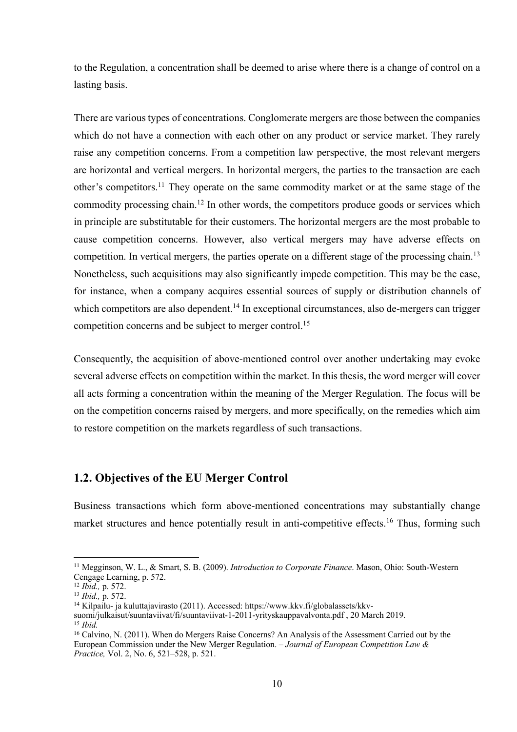to the Regulation, a concentration shall be deemed to arise where there is a change of control on a lasting basis.

There are various types of concentrations. Conglomerate mergers are those between the companies which do not have a connection with each other on any product or service market. They rarely raise any competition concerns. From a competition law perspective, the most relevant mergers are horizontal and vertical mergers. In horizontal mergers, the parties to the transaction are each other's competitors.[11] They operate on the same commodity market or at the same stage of the commodity processing chain.[12] In other words, the competitors produce goods or services which in principle are substitutable for their customers. The horizontal mergers are the most probable to cause competition concerns. However, also vertical mergers may have adverse effects on competition. In vertical mergers, the parties operate on a different stage of the processing chain.[13] Nonetheless, such acquisitions may also significantly impede competition. This may be the case, for instance, when a company acquires essential sources of supply or distribution channels of which competitors are also dependent.[14] In exceptional circumstances, also de-mergers can trigger competition concerns and be subject to merger control.[15]

Consequently, the acquisition of above-mentioned control over another undertaking may evoke several adverse effects on competition within the market. In this thesis, the word merger will cover all acts forming a concentration within the meaning of the Merger Regulation. The focus will be on the competition concerns raised by mergers, and more specifically, on the remedies which aim to restore competition on the markets regardless of such transactions.

## 1.2. Objectives of the EU Merger Control

Business transactions which form above-mentioned concentrations may substantially change market structures and hence potentially result in anti-competitive effects.[16] Thus, forming such

---

[11] Megginson, W. L., & Smart, S. B. (2009). *Introduction to Corporate Finance*. Mason, Ohio: South-Western Cengage Learning, p. 572.

[12] *Ibid.,* p. 572.

[13] *Ibid.,* p. 572.

[14] Kilpailu- ja kuluttajavirasto (2011). Accessed: https://www.kkv.fi/globalassets/kkv-suomi/julkaisut/suuntaviivat/fi/suuntaviivat-1-2011-yrityskauppavalvonta.pdf , 20 March 2019.

[15] *Ibid.*

[16] Calvino, N. (2011). When do Mergers Raise Concerns? An Analysis of the Assessment Carried out by the European Commission under the New Merger Regulation. – *Journal of European Competition Law & Practice,* Vol. 2, No. 6, 521–528, p. 521.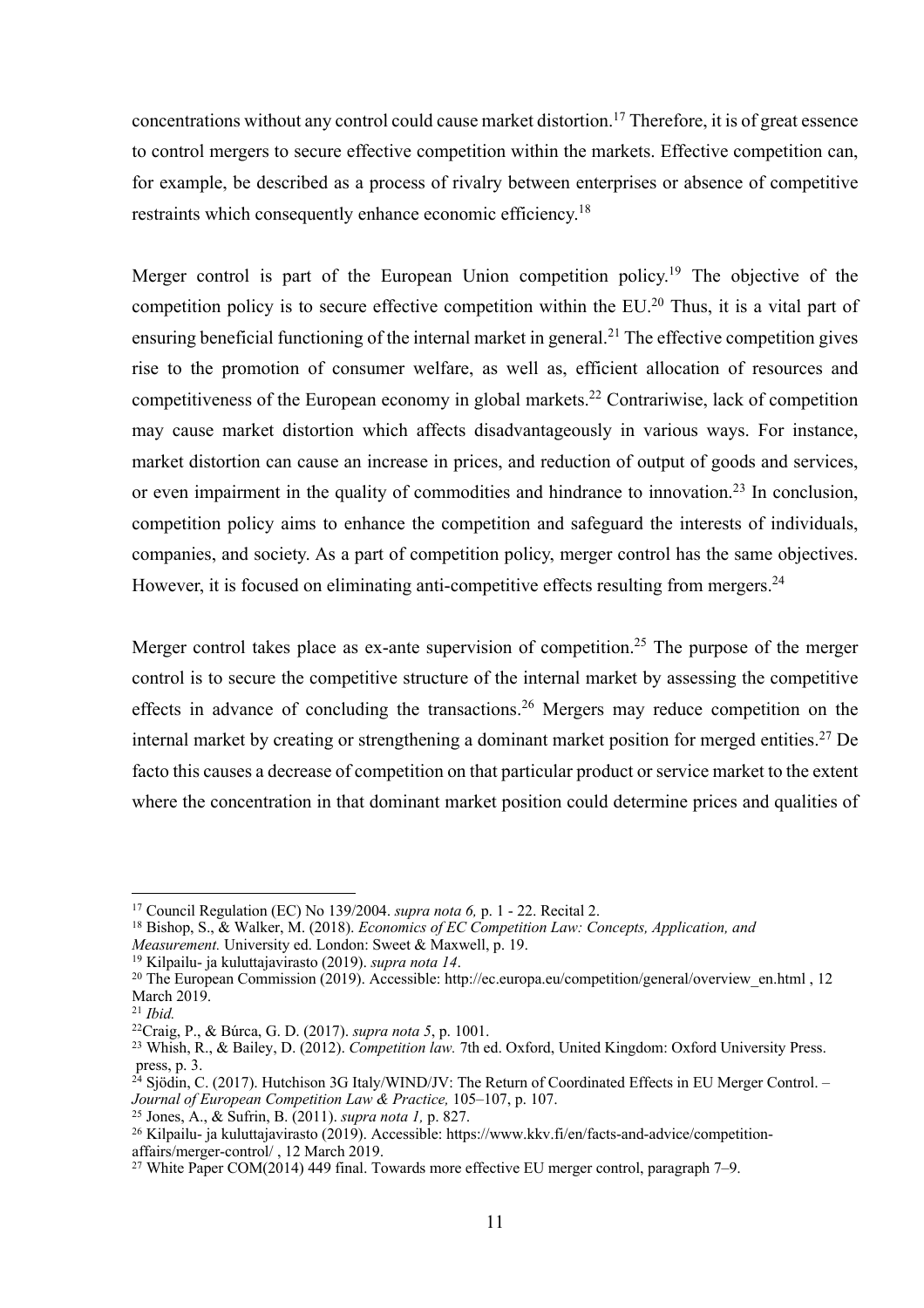concentrations without any control could cause market distortion.[17] Therefore, it is of great essence to control mergers to secure effective competition within the markets. Effective competition can, for example, be described as a process of rivalry between enterprises or absence of competitive restraints which consequently enhance economic efficiency.[18]

Merger control is part of the European Union competition policy.[19] The objective of the competition policy is to secure effective competition within the EU.[20] Thus, it is a vital part of ensuring beneficial functioning of the internal market in general.[21] The effective competition gives rise to the promotion of consumer welfare, as well as, efficient allocation of resources and competitiveness of the European economy in global markets.[22] Contrariwise, lack of competition may cause market distortion which affects disadvantageously in various ways. For instance, market distortion can cause an increase in prices, and reduction of output of goods and services, or even impairment in the quality of commodities and hindrance to innovation.[23] In conclusion, competition policy aims to enhance the competition and safeguard the interests of individuals, companies, and society. As a part of competition policy, merger control has the same objectives. However, it is focused on eliminating anti-competitive effects resulting from mergers.[24]

Merger control takes place as ex-ante supervision of competition.[25] The purpose of the merger control is to secure the competitive structure of the internal market by assessing the competitive effects in advance of concluding the transactions.[26] Mergers may reduce competition on the internal market by creating or strengthening a dominant market position for merged entities.[27] De facto this causes a decrease of competition on that particular product or service market to the extent where the concentration in that dominant market position could determine prices and qualities of

---

[17] Council Regulation (EC) No 139/2004. *supra nota 6,* p. 1 - 22. Recital 2.

[18] Bishop, S., & Walker, M. (2018). *Economics of EC Competition Law: Concepts, Application, and Measurement.* University ed. London: Sweet & Maxwell, p. 19.

[19] Kilpailu- ja kuluttajavirasto (2019). *supra nota 14*.

[20] The European Commission (2019). Accessible: http://ec.europa.eu/competition/general/overview_en.html , 12 March 2019.

[21] *Ibid.*

[22] Craig, P., & Búrca, G. D. (2017). *supra nota 5*, p. 1001.

[23] Whish, R., & Bailey, D. (2012). *Competition law.* 7th ed. Oxford, United Kingdom: Oxford University Press. press, p. 3.

[24] Sjödin, C. (2017). Hutchison 3G Italy/WIND/JV: The Return of Coordinated Effects in EU Merger Control. – *Journal of European Competition Law & Practice,* 105–107, p. 107.

[25] Jones, A., & Sufrin, B. (2011). *supra nota 1,* p. 827.

[26] Kilpailu- ja kuluttajavirasto (2019). Accessible: https://www.kkv.fi/en/facts-and-advice/competition-affairs/merger-control/ , 12 March 2019.

[27] White Paper COM(2014) 449 final. Towards more effective EU merger control, paragraph 7–9.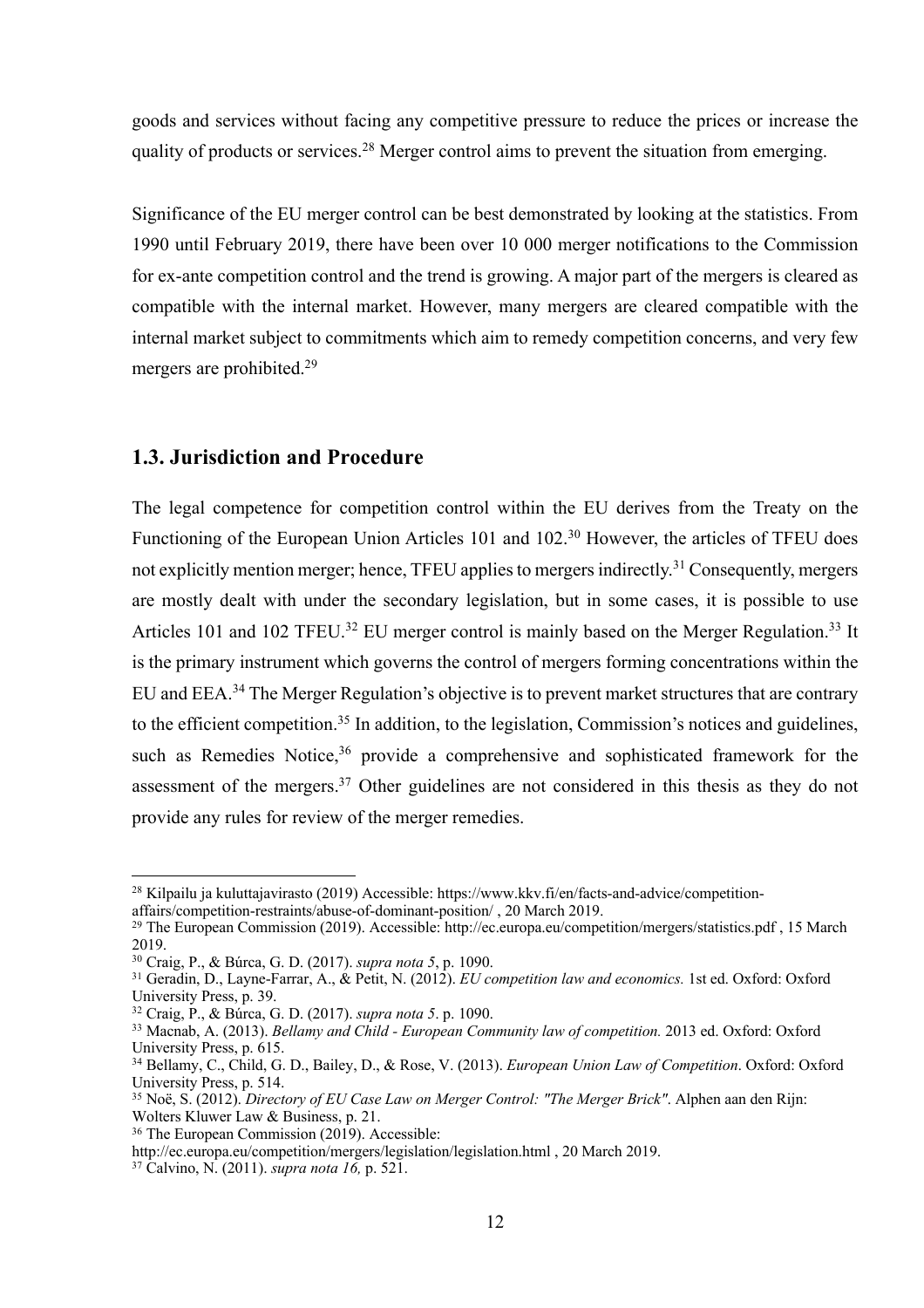goods and services without facing any competitive pressure to reduce the prices or increase the quality of products or services.[28] Merger control aims to prevent the situation from emerging.

Significance of the EU merger control can be best demonstrated by looking at the statistics. From 1990 until February 2019, there have been over 10 000 merger notifications to the Commission for ex-ante competition control and the trend is growing. A major part of the mergers is cleared as compatible with the internal market. However, many mergers are cleared compatible with the internal market subject to commitments which aim to remedy competition concerns, and very few mergers are prohibited.[29]

## 1.3. Jurisdiction and Procedure

The legal competence for competition control within the EU derives from the Treaty on the Functioning of the European Union Articles 101 and 102.[30] However, the articles of TFEU does not explicitly mention merger; hence, TFEU applies to mergers indirectly.[31] Consequently, mergers are mostly dealt with under the secondary legislation, but in some cases, it is possible to use Articles 101 and 102 TFEU.[32] EU merger control is mainly based on the Merger Regulation.[33] It is the primary instrument which governs the control of mergers forming concentrations within the EU and EEA.[34] The Merger Regulation's objective is to prevent market structures that are contrary to the efficient competition.[35] In addition, to the legislation, Commission's notices and guidelines, such as Remedies Notice,[36] provide a comprehensive and sophisticated framework for the assessment of the mergers.[37] Other guidelines are not considered in this thesis as they do not provide any rules for review of the merger remedies.

---

[28] Kilpailu ja kuluttajavirasto (2019) Accessible: https://www.kkv.fi/en/facts-and-advice/competition-affairs/competition-restraints/abuse-of-dominant-position/ , 20 March 2019.

[29] The European Commission (2019). Accessible: http://ec.europa.eu/competition/mergers/statistics.pdf , 15 March 2019.

[30] Craig, P., & Búrca, G. D. (2017). *supra nota 5*, p. 1090.

[31] Geradin, D., Layne-Farrar, A., & Petit, N. (2012). *EU competition law and economics.* 1st ed. Oxford: Oxford University Press, p. 39.

[32] Craig, P., & Búrca, G. D. (2017). *supra nota 5*. p. 1090.

[33] Macnab, A. (2013). *Bellamy and Child - European Community law of competition.* 2013 ed. Oxford: Oxford University Press, p. 615.

[34] Bellamy, C., Child, G. D., Bailey, D., & Rose, V. (2013). *European Union Law of Competition*. Oxford: Oxford University Press, p. 514.

[35] Noë, S. (2012). *Directory of EU Case Law on Merger Control: "The Merger Brick"*. Alphen aan den Rijn: Wolters Kluwer Law & Business, p. 21.

[36] The European Commission (2019). Accessible: http://ec.europa.eu/competition/mergers/legislation/legislation.html , 20 March 2019.

[37] Calvino, N. (2011). *supra nota 16,* p. 521.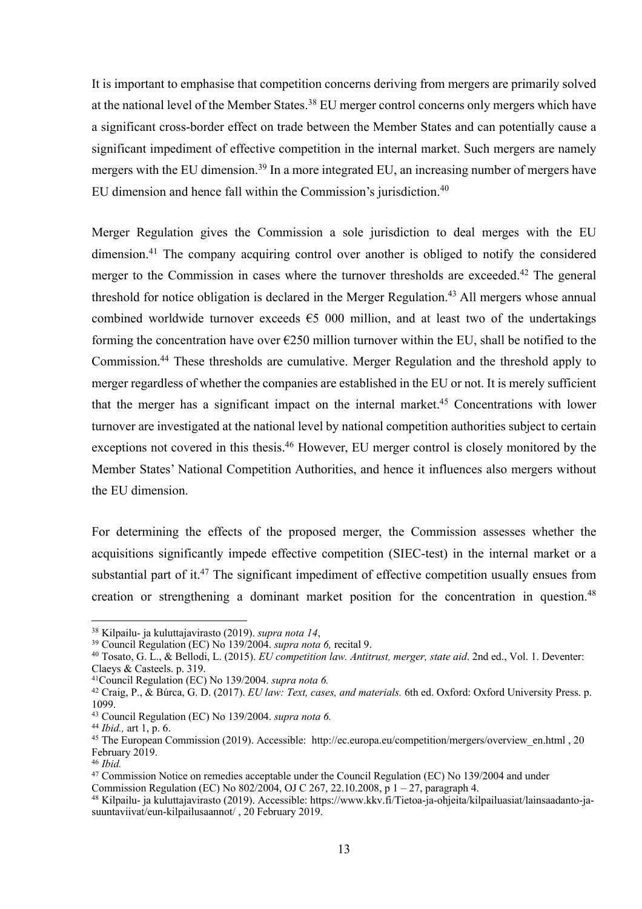It is important to emphasise that competition concerns deriving from mergers are primarily solved at the national level of the Member States.[38] EU merger control concerns only mergers which have a significant cross-border effect on trade between the Member States and can potentially cause a significant impediment of effective competition in the internal market. Such mergers are namely mergers with the EU dimension.[39] In a more integrated EU, an increasing number of mergers have EU dimension and hence fall within the Commission's jurisdiction.[40]

Merger Regulation gives the Commission a sole jurisdiction to deal merges with the EU dimension.[41] The company acquiring control over another is obliged to notify the considered merger to the Commission in cases where the turnover thresholds are exceeded.[42] The general threshold for notice obligation is declared in the Merger Regulation.[43] All mergers whose annual combined worldwide turnover exceeds €5 000 million, and at least two of the undertakings forming the concentration have over €250 million turnover within the EU, shall be notified to the Commission.[44] These thresholds are cumulative. Merger Regulation and the threshold apply to merger regardless of whether the companies are established in the EU or not. It is merely sufficient that the merger has a significant impact on the internal market.[45] Concentrations with lower turnover are investigated at the national level by national competition authorities subject to certain exceptions not covered in this thesis.[46] However, EU merger control is closely monitored by the Member States' National Competition Authorities, and hence it influences also mergers without the EU dimension.

For determining the effects of the proposed merger, the Commission assesses whether the acquisitions significantly impede effective competition (SIEC-test) in the internal market or a substantial part of it.[47] The significant impediment of effective competition usually ensues from creation or strengthening a dominant market position for the concentration in question.[48]

---

[38] Kilpailu- ja kuluttajavirasto (2019). *supra nota 14*,

[39] Council Regulation (EC) No 139/2004. *supra nota 6,* recital 9.

[40] Tosato, G. L., & Bellodi, L. (2015). *EU competition law. Antitrust, merger, state aid*. 2nd ed., Vol. 1. Deventer: Claeys & Casteels. p. 319.

[41] Council Regulation (EC) No 139/2004. *supra nota 6.*

[42] Craig, P., & Búrca, G. D. (2017). *EU law: Text, cases, and materials.* 6th ed. Oxford: Oxford University Press. p. 1099.

[43] Council Regulation (EC) No 139/2004. *supra nota 6.*

[44] *Ibid.,* art 1, p. 6.

[45] The European Commission (2019). Accessible: http://ec.europa.eu/competition/mergers/overview_en.html , 20 February 2019.

[46] *Ibid.*

[47] Commission Notice on remedies acceptable under the Council Regulation (EC) No 139/2004 and under Commission Regulation (EC) No 802/2004, OJ C 267, 22.10.2008, p 1 – 27, paragraph 4.

[48] Kilpailu- ja kuluttajavirasto (2019). Accessible: https://www.kkv.fi/Tietoa-ja-ohjeita/kilpailuasiat/lainsaadanto-ja-suuntaviivat/eun-kilpailusaannot/ , 20 February 2019.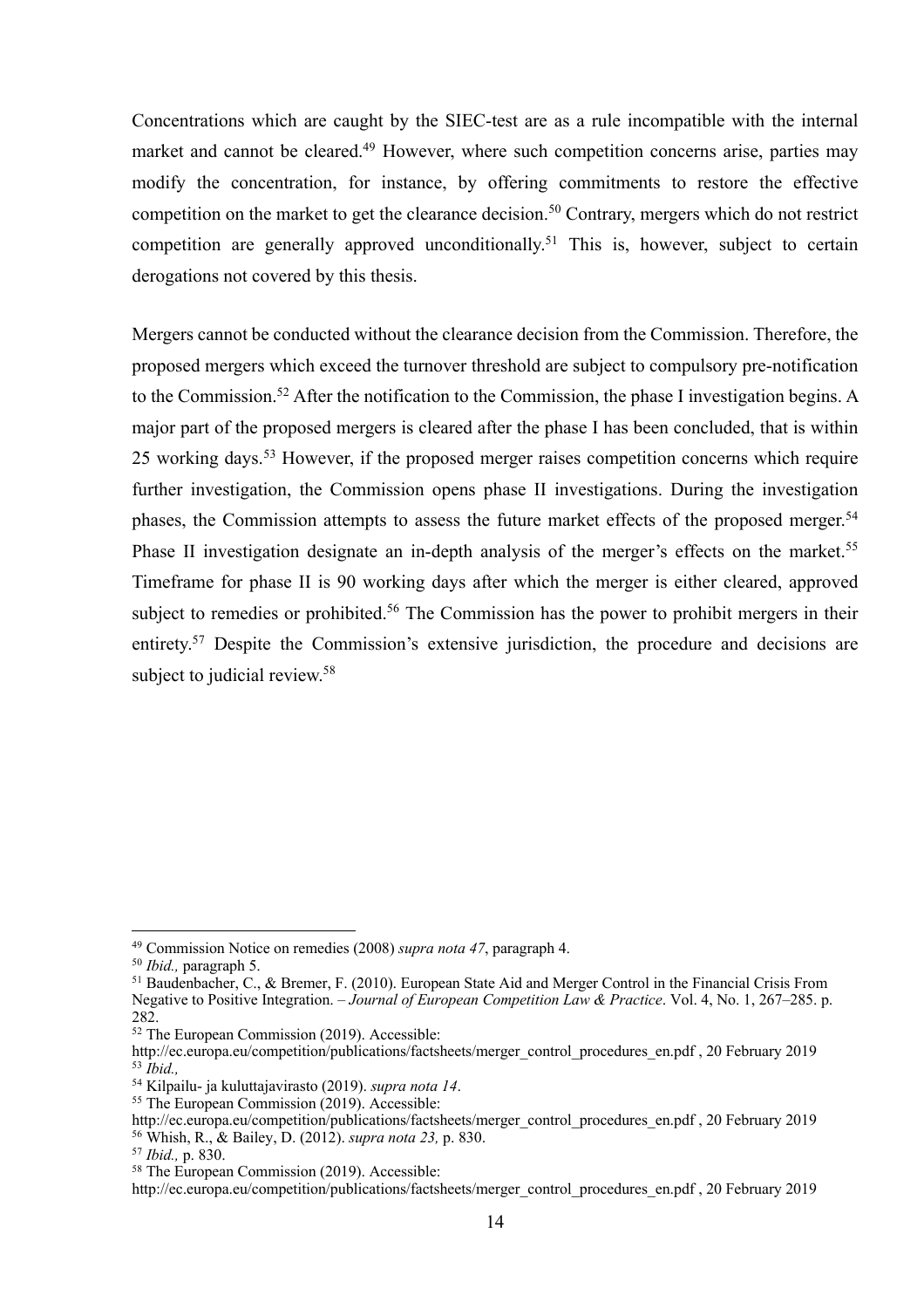Concentrations which are caught by the SIEC-test are as a rule incompatible with the internal market and cannot be cleared.[49] However, where such competition concerns arise, parties may modify the concentration, for instance, by offering commitments to restore the effective competition on the market to get the clearance decision.[50] Contrary, mergers which do not restrict competition are generally approved unconditionally.[51] This is, however, subject to certain derogations not covered by this thesis.

Mergers cannot be conducted without the clearance decision from the Commission. Therefore, the proposed mergers which exceed the turnover threshold are subject to compulsory pre-notification to the Commission.[52] After the notification to the Commission, the phase I investigation begins. A major part of the proposed mergers is cleared after the phase I has been concluded, that is within 25 working days.[53] However, if the proposed merger raises competition concerns which require further investigation, the Commission opens phase II investigations. During the investigation phases, the Commission attempts to assess the future market effects of the proposed merger.[54] Phase II investigation designate an in-depth analysis of the merger's effects on the market.[55] Timeframe for phase II is 90 working days after which the merger is either cleared, approved subject to remedies or prohibited.[56] The Commission has the power to prohibit mergers in their entirety.[57] Despite the Commission's extensive jurisdiction, the procedure and decisions are subject to judicial review.[58]

---

[49] Commission Notice on remedies (2008) *supra nota 47*, paragraph 4.

[50] *Ibid.,* paragraph 5.

[51] Baudenbacher, C., & Bremer, F. (2010). European State Aid and Merger Control in the Financial Crisis From Negative to Positive Integration. – *Journal of European Competition Law & Practice*. Vol. 4, No. 1, 267–285. p. 282.

[52] The European Commission (2019). Accessible: http://ec.europa.eu/competition/publications/factsheets/merger_control_procedures_en.pdf , 20 February 2019

[53] *Ibid.,*

[54] Kilpailu- ja kuluttajavirasto (2019). *supra nota 14*.

[55] The European Commission (2019). Accessible: http://ec.europa.eu/competition/publications/factsheets/merger_control_procedures_en.pdf , 20 February 2019

[56] Whish, R., & Bailey, D. (2012). *supra nota 23,* p. 830.

[57] *Ibid.,* p. 830.

[58] The European Commission (2019). Accessible: http://ec.europa.eu/competition/publications/factsheets/merger_control_procedures_en.pdf , 20 February 2019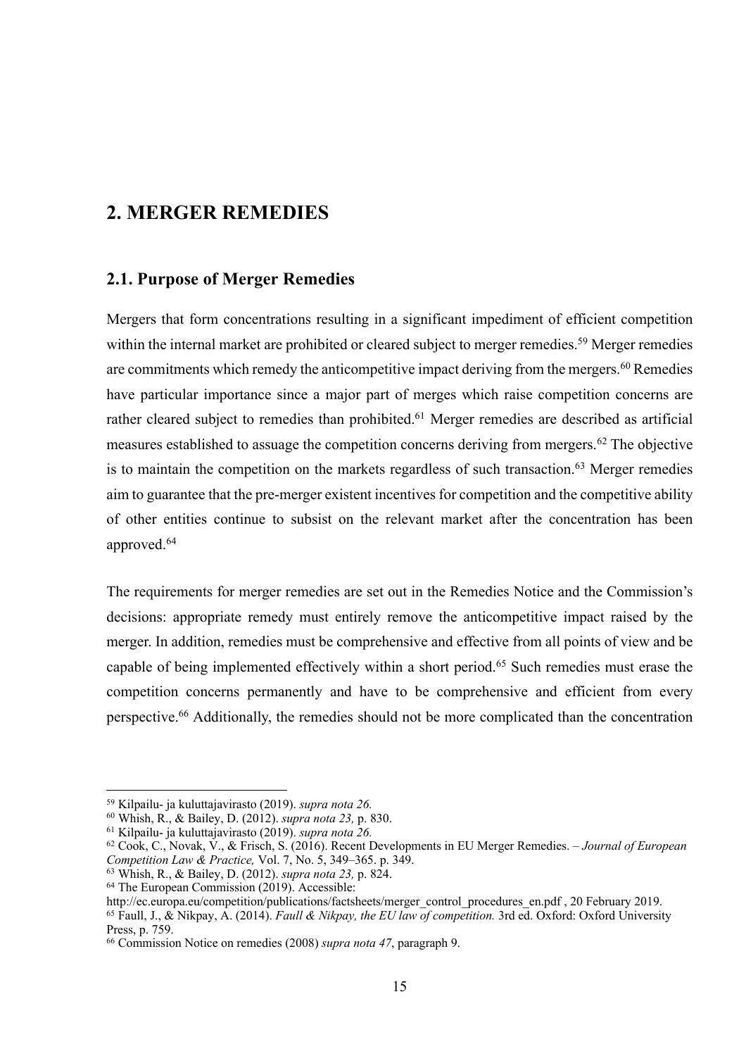# 2. MERGER REMEDIES

## 2.1. Purpose of Merger Remedies

Mergers that form concentrations resulting in a significant impediment of efficient competition within the internal market are prohibited or cleared subject to merger remedies.[59] Merger remedies are commitments which remedy the anticompetitive impact deriving from the mergers.[60] Remedies have particular importance since a major part of merges which raise competition concerns are rather cleared subject to remedies than prohibited.[61] Merger remedies are described as artificial measures established to assuage the competition concerns deriving from mergers.[62] The objective is to maintain the competition on the markets regardless of such transaction.[63] Merger remedies aim to guarantee that the pre-merger existent incentives for competition and the competitive ability of other entities continue to subsist on the relevant market after the concentration has been approved.[64]

The requirements for merger remedies are set out in the Remedies Notice and the Commission's decisions: appropriate remedy must entirely remove the anticompetitive impact raised by the merger. In addition, remedies must be comprehensive and effective from all points of view and be capable of being implemented effectively within a short period.[65] Such remedies must erase the competition concerns permanently and have to be comprehensive and efficient from every perspective.[66] Additionally, the remedies should not be more complicated than the concentration

---

[59] Kilpailu- ja kuluttajavirasto (2019). *supra nota 26.*

[60] Whish, R., & Bailey, D. (2012). *supra nota 23,* p. 830.

[61] Kilpailu- ja kuluttajavirasto (2019). *supra nota 26.*

[62] Cook, C., Novak, V., & Frisch, S. (2016). Recent Developments in EU Merger Remedies. – *Journal of European Competition Law & Practice,* Vol. 7, No. 5, 349–365. p. 349.

[63] Whish, R., & Bailey, D. (2012). *supra nota 23,* p. 824.

[64] The European Commission (2019). Accessible: http://ec.europa.eu/competition/publications/factsheets/merger_control_procedures_en.pdf , 20 February 2019.

[65] Faull, J., & Nikpay, A. (2014). *Faull & Nikpay, the EU law of competition.* 3rd ed. Oxford: Oxford University Press, p. 759.

[66] Commission Notice on remedies (2008) *supra nota 47*, paragraph 9.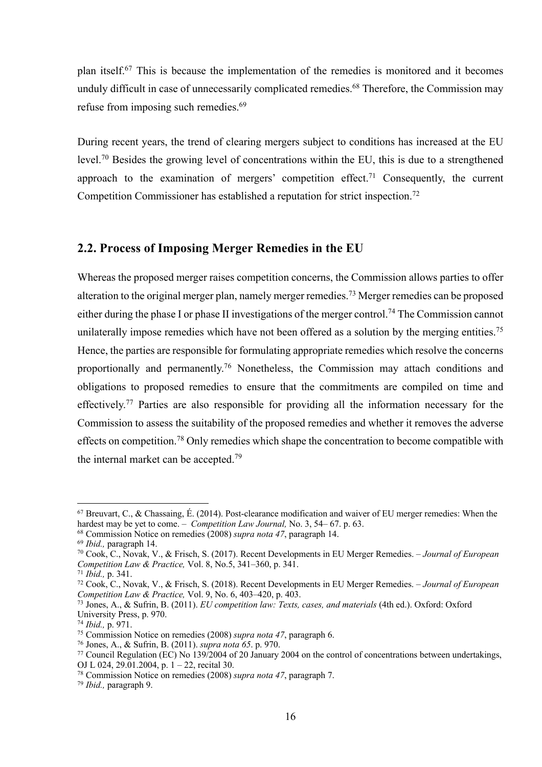plan itself.[67] This is because the implementation of the remedies is monitored and it becomes unduly difficult in case of unnecessarily complicated remedies.[68] Therefore, the Commission may refuse from imposing such remedies.[69]

During recent years, the trend of clearing mergers subject to conditions has increased at the EU level.[70] Besides the growing level of concentrations within the EU, this is due to a strengthened approach to the examination of mergers' competition effect.[71] Consequently, the current Competition Commissioner has established a reputation for strict inspection.[72]

## 2.2. Process of Imposing Merger Remedies in the EU

Whereas the proposed merger raises competition concerns, the Commission allows parties to offer alteration to the original merger plan, namely merger remedies.[73] Merger remedies can be proposed either during the phase I or phase II investigations of the merger control.[74] The Commission cannot unilaterally impose remedies which have not been offered as a solution by the merging entities.[75] Hence, the parties are responsible for formulating appropriate remedies which resolve the concerns proportionally and permanently.[76] Nonetheless, the Commission may attach conditions and obligations to proposed remedies to ensure that the commitments are compiled on time and effectively.[77] Parties are also responsible for providing all the information necessary for the Commission to assess the suitability of the proposed remedies and whether it removes the adverse effects on competition.[78] Only remedies which shape the concentration to become compatible with the internal market can be accepted.[79]

---

[67] Breuvart, C., & Chassaing, É. (2014). Post-clearance modification and waiver of EU merger remedies: When the hardest may be yet to come. – *Competition Law Journal,* No. 3, 54– 67. p. 63.
[68] Commission Notice on remedies (2008) *supra nota 47*, paragraph 14.
[69] *Ibid.,* paragraph 14.
[70] Cook, C., Novak, V., & Frisch, S. (2017). Recent Developments in EU Merger Remedies. – *Journal of European Competition Law & Practice,* Vol. 8, No.5, 341–360, p. 341.
[71] *Ibid.,* p. 341.
[72] Cook, C., Novak, V., & Frisch, S. (2018). Recent Developments in EU Merger Remedies. – *Journal of European Competition Law & Practice,* Vol. 9, No. 6, 403–420, p. 403.
[73] Jones, A., & Sufrin, B. (2011). *EU competition law: Texts, cases, and materials* (4th ed.). Oxford: Oxford University Press, p. 970.
[74] *Ibid.,* p. 971.
[75] Commission Notice on remedies (2008) *supra nota 47*, paragraph 6.
[76] Jones, A., & Sufrin, B. (2011). *supra nota 65*. p. 970.
[77] Council Regulation (EC) No 139/2004 of 20 January 2004 on the control of concentrations between undertakings, OJ L 024, 29.01.2004, p. 1 – 22, recital 30.
[78] Commission Notice on remedies (2008) *supra nota 47*, paragraph 7.
[79] *Ibid.,* paragraph 9.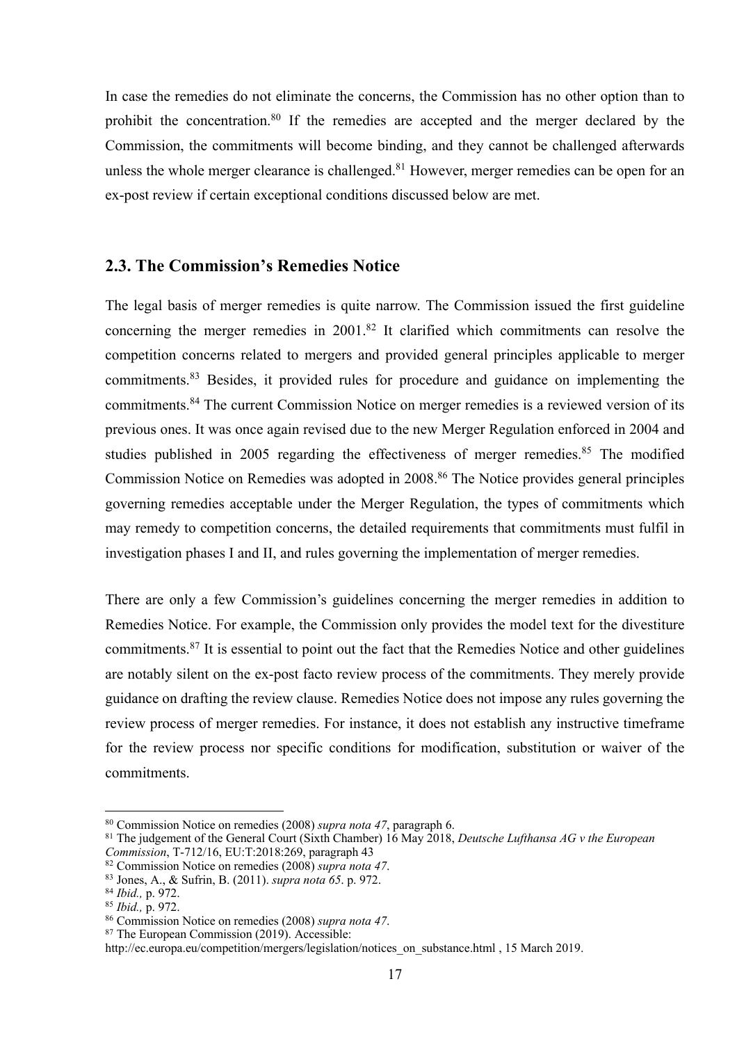In case the remedies do not eliminate the concerns, the Commission has no other option than to prohibit the concentration.[80] If the remedies are accepted and the merger declared by the Commission, the commitments will become binding, and they cannot be challenged afterwards unless the whole merger clearance is challenged.[81] However, merger remedies can be open for an ex-post review if certain exceptional conditions discussed below are met.

## 2.3. The Commission's Remedies Notice

The legal basis of merger remedies is quite narrow. The Commission issued the first guideline concerning the merger remedies in 2001.[82] It clarified which commitments can resolve the competition concerns related to mergers and provided general principles applicable to merger commitments.[83] Besides, it provided rules for procedure and guidance on implementing the commitments.[84] The current Commission Notice on merger remedies is a reviewed version of its previous ones. It was once again revised due to the new Merger Regulation enforced in 2004 and studies published in 2005 regarding the effectiveness of merger remedies.[85] The modified Commission Notice on Remedies was adopted in 2008.[86] The Notice provides general principles governing remedies acceptable under the Merger Regulation, the types of commitments which may remedy to competition concerns, the detailed requirements that commitments must fulfil in investigation phases I and II, and rules governing the implementation of merger remedies.

There are only a few Commission's guidelines concerning the merger remedies in addition to Remedies Notice. For example, the Commission only provides the model text for the divestiture commitments.[87] It is essential to point out the fact that the Remedies Notice and other guidelines are notably silent on the ex-post facto review process of the commitments. They merely provide guidance on drafting the review clause. Remedies Notice does not impose any rules governing the review process of merger remedies. For instance, it does not establish any instructive timeframe for the review process nor specific conditions for modification, substitution or waiver of the commitments.

---

[80] Commission Notice on remedies (2008) *supra nota 47*, paragraph 6.

[81] The judgement of the General Court (Sixth Chamber) 16 May 2018, *Deutsche Lufthansa AG v the European Commission*, T-712/16, EU:T:2018:269, paragraph 43

[82] Commission Notice on remedies (2008) *supra nota 47*.

[83] Jones, A., & Sufrin, B. (2011). *supra nota 65*. p. 972.

[84] *Ibid.,* p. 972.

[85] *Ibid.,* p. 972.

[86] Commission Notice on remedies (2008) *supra nota 47*.

[87] The European Commission (2019). Accessible: http://ec.europa.eu/competition/mergers/legislation/notices_on_substance.html , 15 March 2019.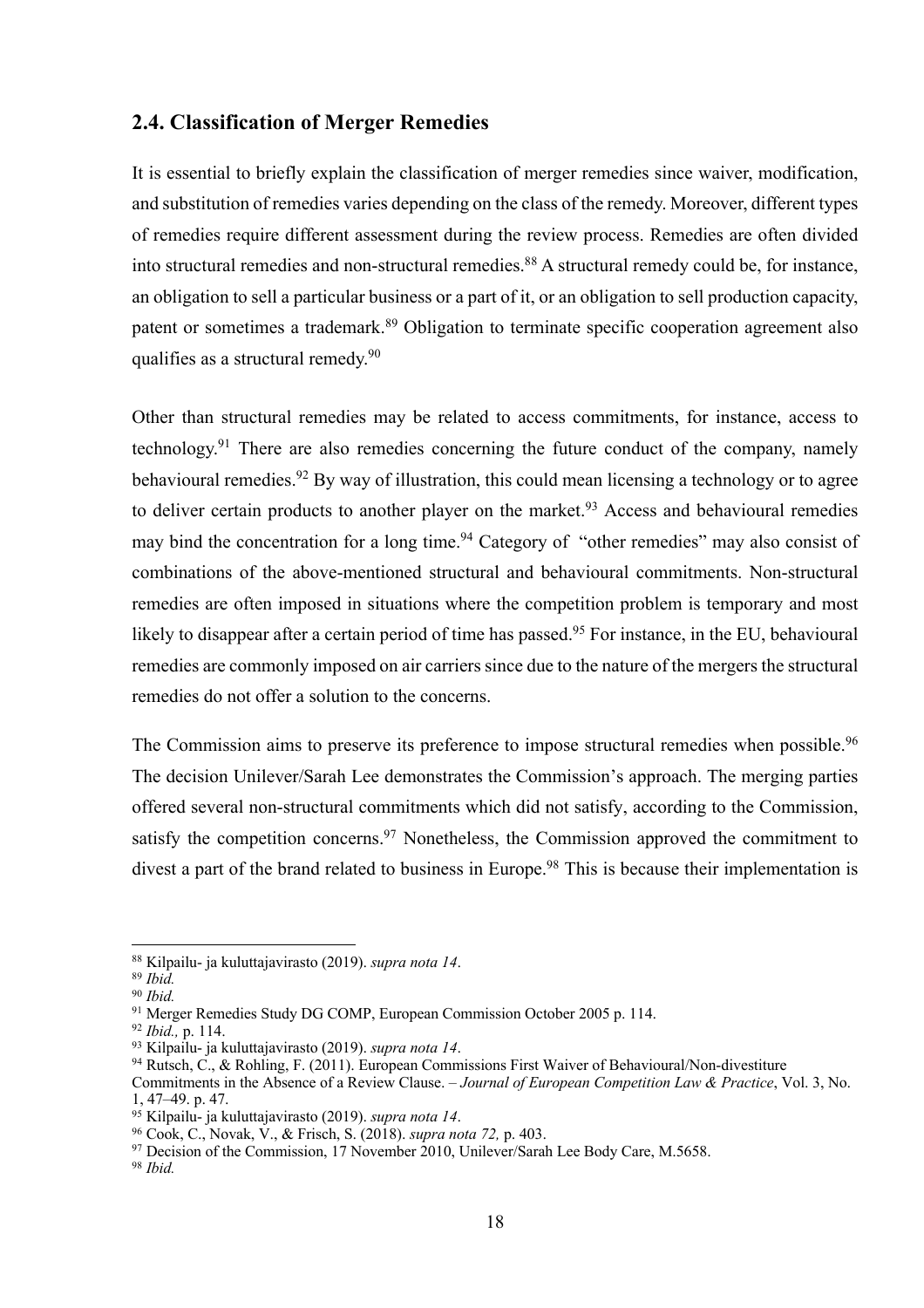## 2.4. Classification of Merger Remedies

It is essential to briefly explain the classification of merger remedies since waiver, modification, and substitution of remedies varies depending on the class of the remedy. Moreover, different types of remedies require different assessment during the review process. Remedies are often divided into structural remedies and non-structural remedies.[88] A structural remedy could be, for instance, an obligation to sell a particular business or a part of it, or an obligation to sell production capacity, patent or sometimes a trademark.[89] Obligation to terminate specific cooperation agreement also qualifies as a structural remedy.[90]

Other than structural remedies may be related to access commitments, for instance, access to technology.[91] There are also remedies concerning the future conduct of the company, namely behavioural remedies.[92] By way of illustration, this could mean licensing a technology or to agree to deliver certain products to another player on the market.[93] Access and behavioural remedies may bind the concentration for a long time.[94] Category of "other remedies" may also consist of combinations of the above-mentioned structural and behavioural commitments. Non-structural remedies are often imposed in situations where the competition problem is temporary and most likely to disappear after a certain period of time has passed.[95] For instance, in the EU, behavioural remedies are commonly imposed on air carriers since due to the nature of the mergers the structural remedies do not offer a solution to the concerns.

The Commission aims to preserve its preference to impose structural remedies when possible.[96] The decision Unilever/Sarah Lee demonstrates the Commission's approach. The merging parties offered several non-structural commitments which did not satisfy, according to the Commission, satisfy the competition concerns.[97] Nonetheless, the Commission approved the commitment to divest a part of the brand related to business in Europe.[98] This is because their implementation is

---

[88] Kilpailu- ja kuluttajavirasto (2019). *supra nota 14*.
[89] *Ibid.*
[90] *Ibid.*
[91] Merger Remedies Study DG COMP, European Commission October 2005 p. 114.
[92] *Ibid.,* p. 114.
[93] Kilpailu- ja kuluttajavirasto (2019). *supra nota 14*.
[94] Rutsch, C., & Rohling, F. (2011). European Commissions First Waiver of Behavioural/Non-divestiture Commitments in the Absence of a Review Clause. – *Journal of European Competition Law & Practice*, Vol. 3, No. 1, 47–49. p. 47.
[95] Kilpailu- ja kuluttajavirasto (2019). *supra nota 14*.
[96] Cook, C., Novak, V., & Frisch, S. (2018). *supra nota 72,* p. 403.
[97] Decision of the Commission, 17 November 2010, Unilever/Sarah Lee Body Care, M.5658.
[98] *Ibid.*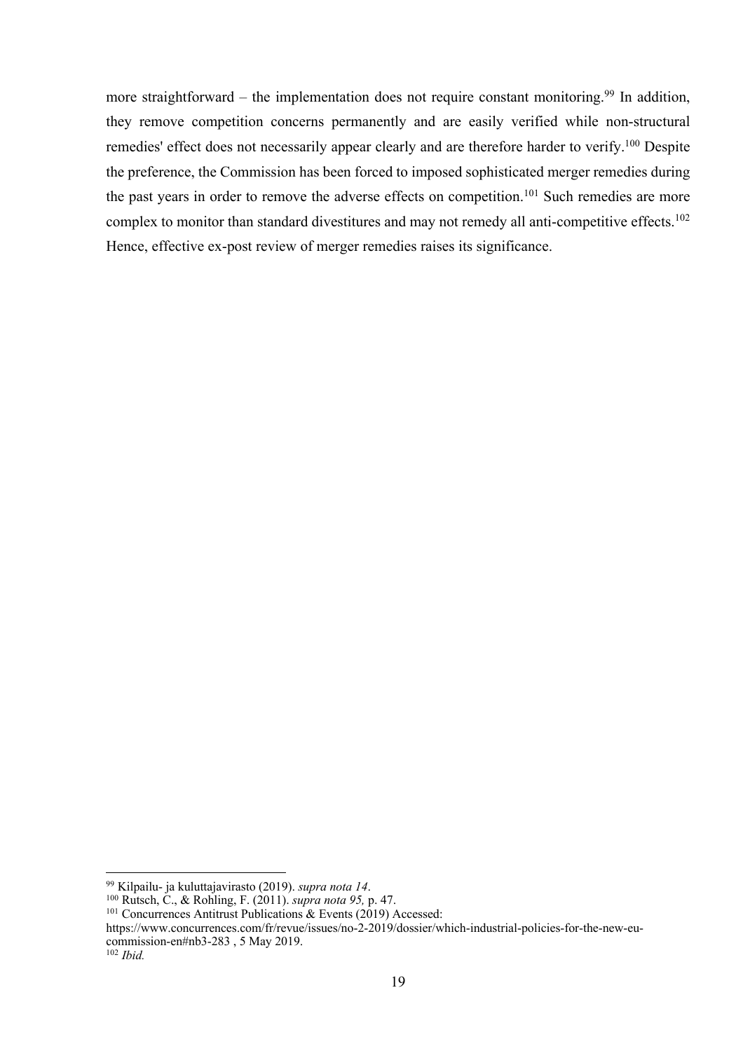more straightforward – the implementation does not require constant monitoring.[99] In addition, they remove competition concerns permanently and are easily verified while non-structural remedies' effect does not necessarily appear clearly and are therefore harder to verify.[100] Despite the preference, the Commission has been forced to imposed sophisticated merger remedies during the past years in order to remove the adverse effects on competition.[101] Such remedies are more complex to monitor than standard divestitures and may not remedy all anti-competitive effects.[102] Hence, effective ex-post review of merger remedies raises its significance.

---

[99] Kilpailu- ja kuluttajavirasto (2019). *supra nota 14*.

[100] Rutsch, C., & Rohling, F. (2011). *supra nota 95,* p. 47.

[101] Concurrences Antitrust Publications & Events (2019) Accessed: https://www.concurrences.com/fr/revue/issues/no-2-2019/dossier/which-industrial-policies-for-the-new-eu-commission-en#nb3-283 , 5 May 2019.

[102] *Ibid.*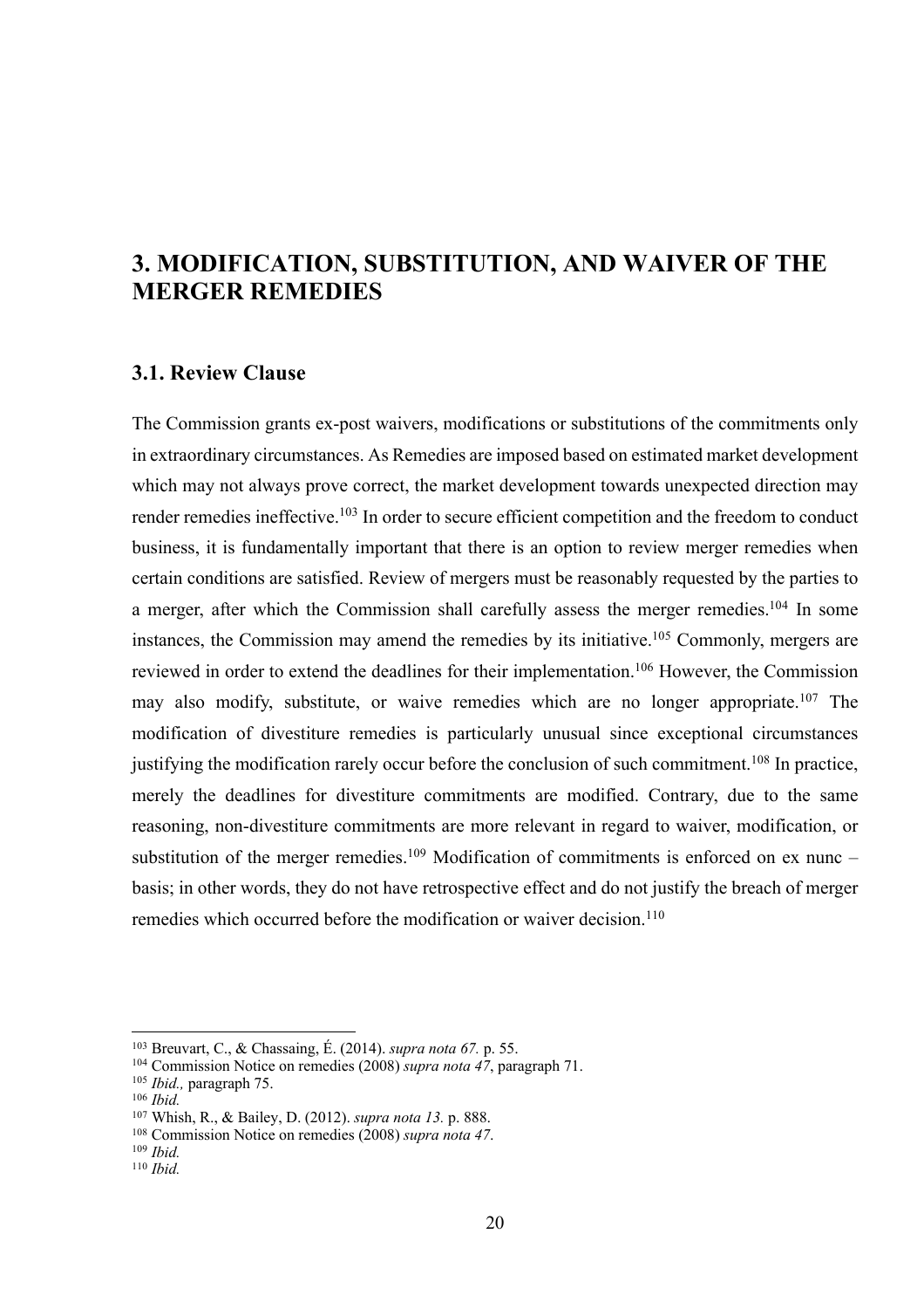# 3. MODIFICATION, SUBSTITUTION, AND WAIVER OF THE MERGER REMEDIES

## 3.1. Review Clause

The Commission grants ex-post waivers, modifications or substitutions of the commitments only in extraordinary circumstances. As Remedies are imposed based on estimated market development which may not always prove correct, the market development towards unexpected direction may render remedies ineffective.[103] In order to secure efficient competition and the freedom to conduct business, it is fundamentally important that there is an option to review merger remedies when certain conditions are satisfied. Review of mergers must be reasonably requested by the parties to a merger, after which the Commission shall carefully assess the merger remedies.[104] In some instances, the Commission may amend the remedies by its initiative.[105] Commonly, mergers are reviewed in order to extend the deadlines for their implementation.[106] However, the Commission may also modify, substitute, or waive remedies which are no longer appropriate.[107] The modification of divestiture remedies is particularly unusual since exceptional circumstances justifying the modification rarely occur before the conclusion of such commitment.[108] In practice, merely the deadlines for divestiture commitments are modified. Contrary, due to the same reasoning, non-divestiture commitments are more relevant in regard to waiver, modification, or substitution of the merger remedies.[109] Modification of commitments is enforced on ex nunc – basis; in other words, they do not have retrospective effect and do not justify the breach of merger remedies which occurred before the modification or waiver decision.[110]

---

[103] Breuvart, C., & Chassaing, É. (2014). *supra nota 67.* p. 55.
[104] Commission Notice on remedies (2008) *supra nota 47*, paragraph 71.
[105] *Ibid.,* paragraph 75.
[106] *Ibid.*
[107] Whish, R., & Bailey, D. (2012). *supra nota 13.* p. 888.
[108] Commission Notice on remedies (2008) *supra nota 47*.
[109] *Ibid.*
[110] *Ibid.*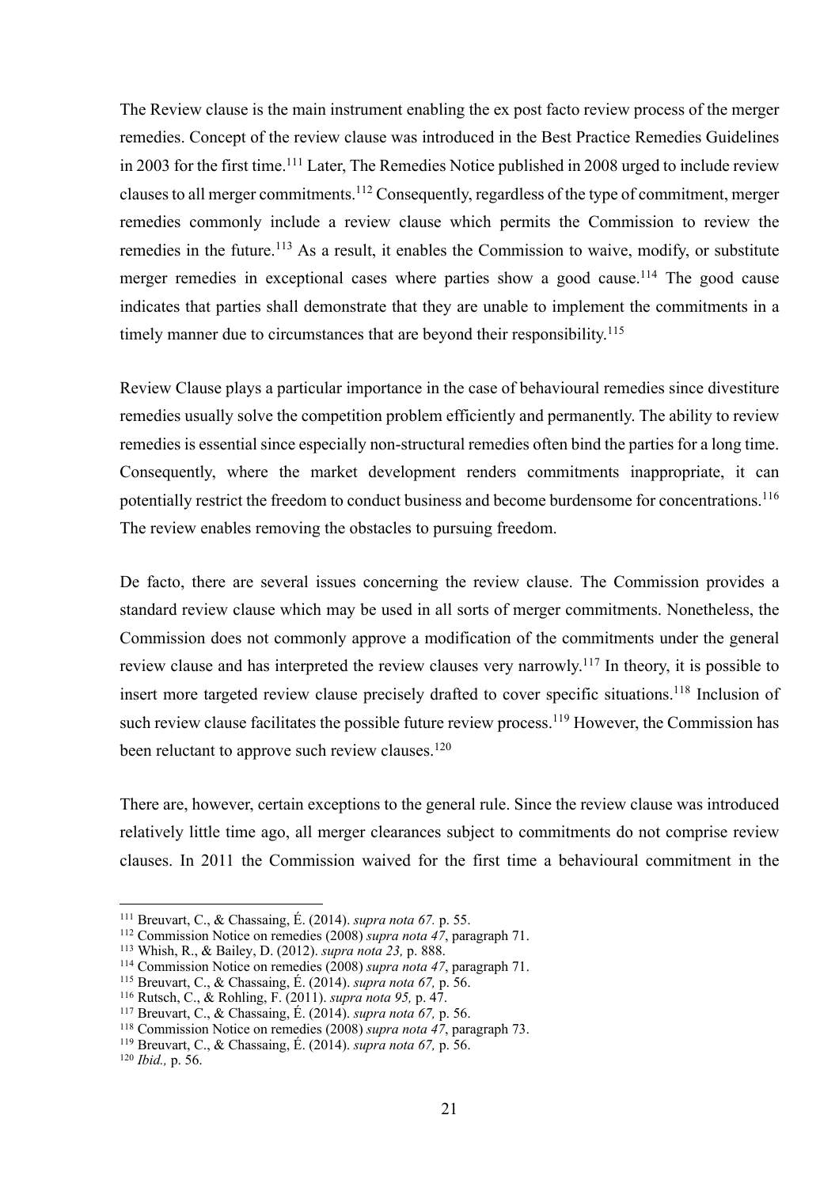The Review clause is the main instrument enabling the ex post facto review process of the merger remedies. Concept of the review clause was introduced in the Best Practice Remedies Guidelines in 2003 for the first time.[111] Later, The Remedies Notice published in 2008 urged to include review clauses to all merger commitments.[112] Consequently, regardless of the type of commitment, merger remedies commonly include a review clause which permits the Commission to review the remedies in the future.[113] As a result, it enables the Commission to waive, modify, or substitute merger remedies in exceptional cases where parties show a good cause.[114] The good cause indicates that parties shall demonstrate that they are unable to implement the commitments in a timely manner due to circumstances that are beyond their responsibility.[115]

Review Clause plays a particular importance in the case of behavioural remedies since divestiture remedies usually solve the competition problem efficiently and permanently. The ability to review remedies is essential since especially non-structural remedies often bind the parties for a long time. Consequently, where the market development renders commitments inappropriate, it can potentially restrict the freedom to conduct business and become burdensome for concentrations.[116] The review enables removing the obstacles to pursuing freedom.

De facto, there are several issues concerning the review clause. The Commission provides a standard review clause which may be used in all sorts of merger commitments. Nonetheless, the Commission does not commonly approve a modification of the commitments under the general review clause and has interpreted the review clauses very narrowly.[117] In theory, it is possible to insert more targeted review clause precisely drafted to cover specific situations.[118] Inclusion of such review clause facilitates the possible future review process.[119] However, the Commission has been reluctant to approve such review clauses.[120]

There are, however, certain exceptions to the general rule. Since the review clause was introduced relatively little time ago, all merger clearances subject to commitments do not comprise review clauses. In 2011 the Commission waived for the first time a behavioural commitment in the

---

[111] Breuvart, C., & Chassaing, É. (2014). *supra nota 67.* p. 55.
[112] Commission Notice on remedies (2008) *supra nota 47*, paragraph 71.
[113] Whish, R., & Bailey, D. (2012). *supra nota 23,* p. 888.
[114] Commission Notice on remedies (2008) *supra nota 47*, paragraph 71.
[115] Breuvart, C., & Chassaing, É. (2014). *supra nota 67,* p. 56.
[116] Rutsch, C., & Rohling, F. (2011). *supra nota 95,* p. 47.
[117] Breuvart, C., & Chassaing, É. (2014). *supra nota 67,* p. 56.
[118] Commission Notice on remedies (2008) *supra nota 47*, paragraph 73.
[119] Breuvart, C., & Chassaing, É. (2014). *supra nota 67,* p. 56.
[120] *Ibid.,* p. 56.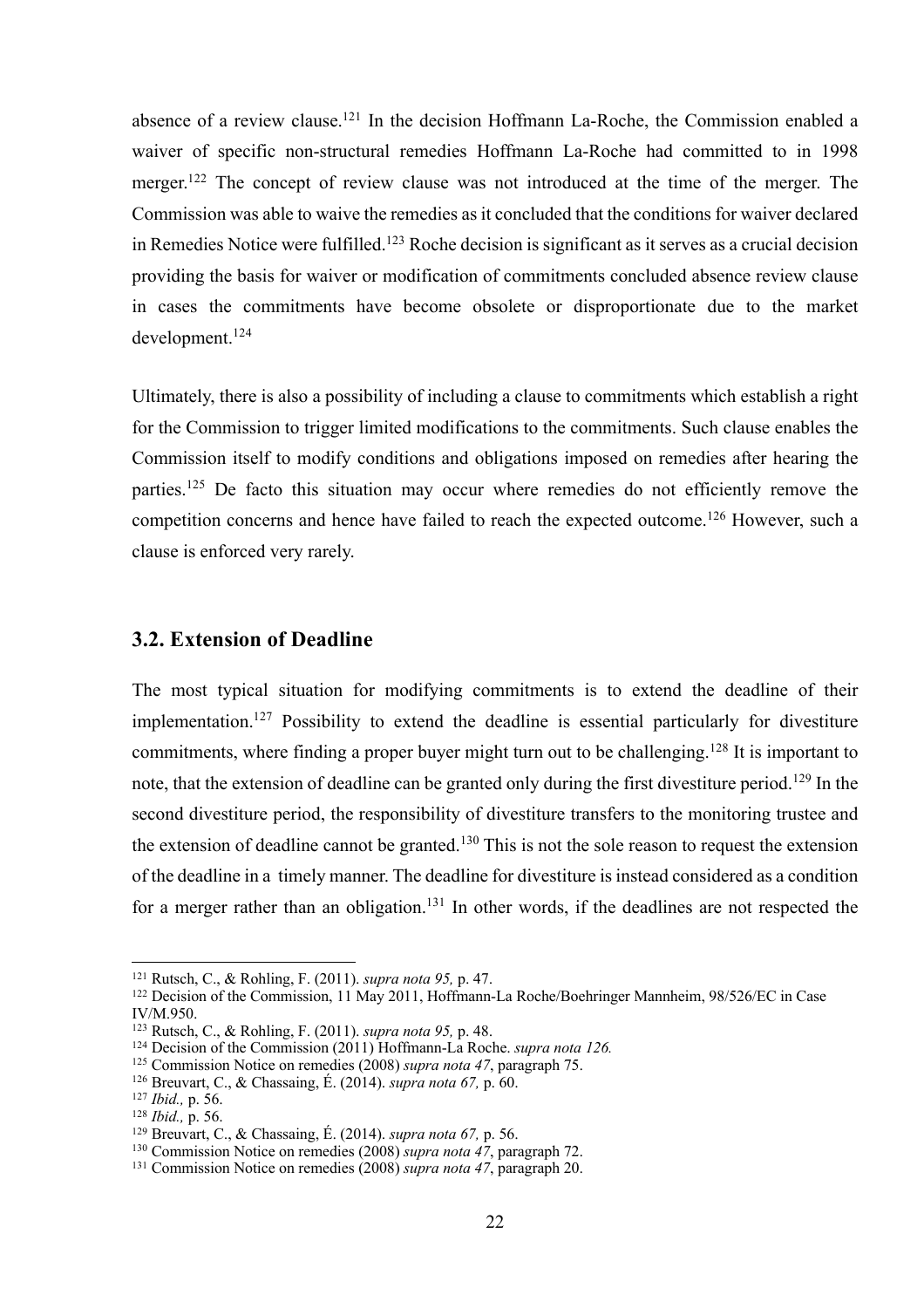absence of a review clause.[121] In the decision Hoffmann La-Roche, the Commission enabled a waiver of specific non-structural remedies Hoffmann La-Roche had committed to in 1998 merger.[122] The concept of review clause was not introduced at the time of the merger. The Commission was able to waive the remedies as it concluded that the conditions for waiver declared in Remedies Notice were fulfilled.[123] Roche decision is significant as it serves as a crucial decision providing the basis for waiver or modification of commitments concluded absence review clause in cases the commitments have become obsolete or disproportionate due to the market development.[124]

Ultimately, there is also a possibility of including a clause to commitments which establish a right for the Commission to trigger limited modifications to the commitments. Such clause enables the Commission itself to modify conditions and obligations imposed on remedies after hearing the parties.[125] De facto this situation may occur where remedies do not efficiently remove the competition concerns and hence have failed to reach the expected outcome.[126] However, such a clause is enforced very rarely.

## 3.2. Extension of Deadline

The most typical situation for modifying commitments is to extend the deadline of their implementation.[127] Possibility to extend the deadline is essential particularly for divestiture commitments, where finding a proper buyer might turn out to be challenging.[128] It is important to note, that the extension of deadline can be granted only during the first divestiture period.[129] In the second divestiture period, the responsibility of divestiture transfers to the monitoring trustee and the extension of deadline cannot be granted.[130] This is not the sole reason to request the extension of the deadline in a timely manner. The deadline for divestiture is instead considered as a condition for a merger rather than an obligation.[131] In other words, if the deadlines are not respected the

---

[121] Rutsch, C., & Rohling, F. (2011). *supra nota 95,* p. 47.

[122] Decision of the Commission, 11 May 2011, Hoffmann-La Roche/Boehringer Mannheim, 98/526/EC in Case IV/M.950.

[123] Rutsch, C., & Rohling, F. (2011). *supra nota 95,* p. 48.

[124] Decision of the Commission (2011) Hoffmann-La Roche. *supra nota 126.*

[125] Commission Notice on remedies (2008) *supra nota 47*, paragraph 75.

[126] Breuvart, C., & Chassaing, É. (2014). *supra nota 67,* p. 60.

[127] *Ibid.,* p. 56.

[128] *Ibid.,* p. 56.

[129] Breuvart, C., & Chassaing, É. (2014). *supra nota 67,* p. 56.

[130] Commission Notice on remedies (2008) *supra nota 47*, paragraph 72.

[131] Commission Notice on remedies (2008) *supra nota 47*, paragraph 20.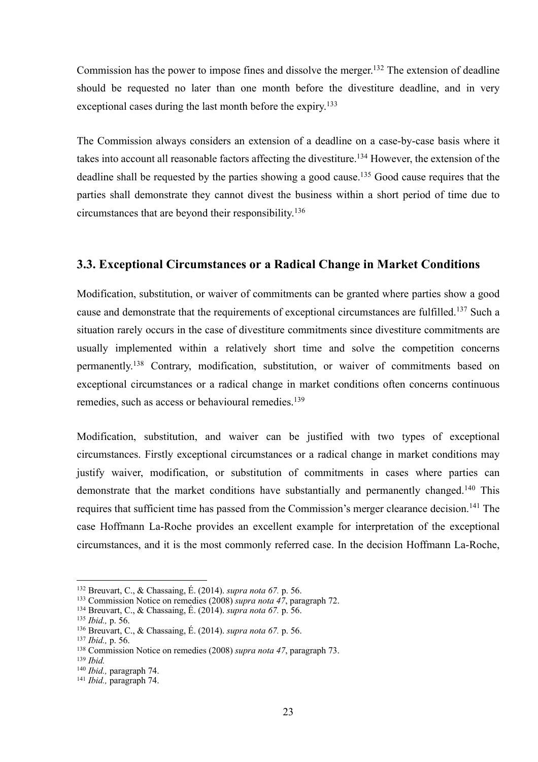Commission has the power to impose fines and dissolve the merger.[132] The extension of deadline should be requested no later than one month before the divestiture deadline, and in very exceptional cases during the last month before the expiry.[133]

The Commission always considers an extension of a deadline on a case-by-case basis where it takes into account all reasonable factors affecting the divestiture.[134] However, the extension of the deadline shall be requested by the parties showing a good cause.[135] Good cause requires that the parties shall demonstrate they cannot divest the business within a short period of time due to circumstances that are beyond their responsibility.[136]

## 3.3. Exceptional Circumstances or a Radical Change in Market Conditions

Modification, substitution, or waiver of commitments can be granted where parties show a good cause and demonstrate that the requirements of exceptional circumstances are fulfilled.[137] Such a situation rarely occurs in the case of divestiture commitments since divestiture commitments are usually implemented within a relatively short time and solve the competition concerns permanently.[138] Contrary, modification, substitution, or waiver of commitments based on exceptional circumstances or a radical change in market conditions often concerns continuous remedies, such as access or behavioural remedies.[139]

Modification, substitution, and waiver can be justified with two types of exceptional circumstances. Firstly exceptional circumstances or a radical change in market conditions may justify waiver, modification, or substitution of commitments in cases where parties can demonstrate that the market conditions have substantially and permanently changed.[140] This requires that sufficient time has passed from the Commission's merger clearance decision.[141] The case Hoffmann La-Roche provides an excellent example for interpretation of the exceptional circumstances, and it is the most commonly referred case. In the decision Hoffmann La-Roche,

---

[132] Breuvart, C., & Chassaing, É. (2014). *supra nota 67.* p. 56.
[133] Commission Notice on remedies (2008) *supra nota 47*, paragraph 72.
[134] Breuvart, C., & Chassaing, É. (2014). *supra nota 67.* p. 56.
[135] *Ibid.,* p. 56.
[136] Breuvart, C., & Chassaing, É. (2014). *supra nota 67.* p. 56.
[137] *Ibid.,* p. 56.
[138] Commission Notice on remedies (2008) *supra nota 47*, paragraph 73.
[139] *Ibid.*
[140] *Ibid.,* paragraph 74.
[141] *Ibid.,* paragraph 74.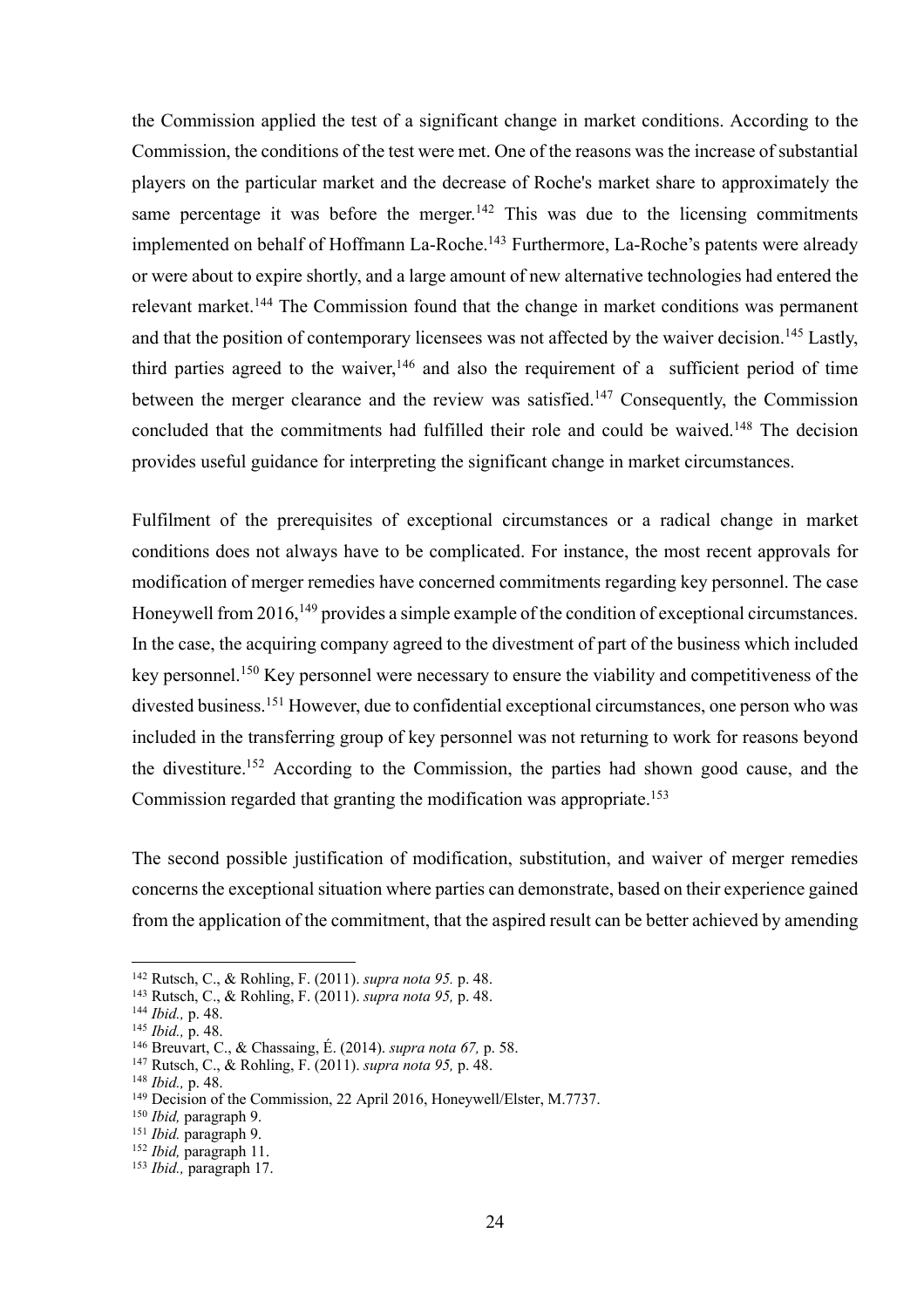the Commission applied the test of a significant change in market conditions. According to the Commission, the conditions of the test were met. One of the reasons was the increase of substantial players on the particular market and the decrease of Roche's market share to approximately the same percentage it was before the merger.[142] This was due to the licensing commitments implemented on behalf of Hoffmann La-Roche.[143] Furthermore, La-Roche's patents were already or were about to expire shortly, and a large amount of new alternative technologies had entered the relevant market.[144] The Commission found that the change in market conditions was permanent and that the position of contemporary licensees was not affected by the waiver decision.[145] Lastly, third parties agreed to the waiver,[146] and also the requirement of a sufficient period of time between the merger clearance and the review was satisfied.[147] Consequently, the Commission concluded that the commitments had fulfilled their role and could be waived.[148] The decision provides useful guidance for interpreting the significant change in market circumstances.

Fulfilment of the prerequisites of exceptional circumstances or a radical change in market conditions does not always have to be complicated. For instance, the most recent approvals for modification of merger remedies have concerned commitments regarding key personnel. The case Honeywell from 2016,[149] provides a simple example of the condition of exceptional circumstances. In the case, the acquiring company agreed to the divestment of part of the business which included key personnel.[150] Key personnel were necessary to ensure the viability and competitiveness of the divested business.[151] However, due to confidential exceptional circumstances, one person who was included in the transferring group of key personnel was not returning to work for reasons beyond the divestiture.[152] According to the Commission, the parties had shown good cause, and the Commission regarded that granting the modification was appropriate.[153]

The second possible justification of modification, substitution, and waiver of merger remedies concerns the exceptional situation where parties can demonstrate, based on their experience gained from the application of the commitment, that the aspired result can be better achieved by amending

---

[142] Rutsch, C., & Rohling, F. (2011). *supra nota 95.* p. 48.
[143] Rutsch, C., & Rohling, F. (2011). *supra nota 95,* p. 48.
[144] *Ibid.,* p. 48.
[145] *Ibid.,* p. 48.
[146] Breuvart, C., & Chassaing, É. (2014). *supra nota 67,* p. 58.
[147] Rutsch, C., & Rohling, F. (2011). *supra nota 95,* p. 48.
[148] *Ibid.,* p. 48.
[149] Decision of the Commission, 22 April 2016, Honeywell/Elster, M.7737.
[150] *Ibid,* paragraph 9.
[151] *Ibid.* paragraph 9.
[152] *Ibid,* paragraph 11.
[153] *Ibid.,* paragraph 17.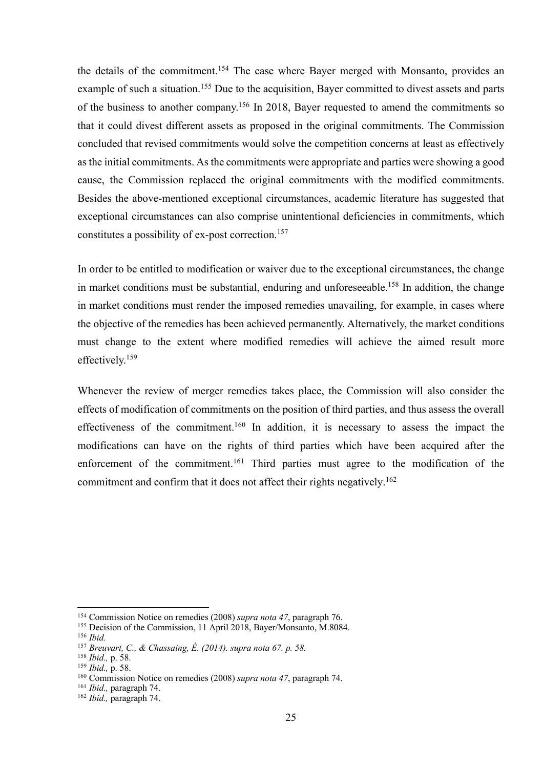the details of the commitment.[154] The case where Bayer merged with Monsanto, provides an example of such a situation.[155] Due to the acquisition, Bayer committed to divest assets and parts of the business to another company.[156] In 2018, Bayer requested to amend the commitments so that it could divest different assets as proposed in the original commitments. The Commission concluded that revised commitments would solve the competition concerns at least as effectively as the initial commitments. As the commitments were appropriate and parties were showing a good cause, the Commission replaced the original commitments with the modified commitments. Besides the above-mentioned exceptional circumstances, academic literature has suggested that exceptional circumstances can also comprise unintentional deficiencies in commitments, which constitutes a possibility of ex-post correction.[157]

In order to be entitled to modification or waiver due to the exceptional circumstances, the change in market conditions must be substantial, enduring and unforeseeable.[158] In addition, the change in market conditions must render the imposed remedies unavailing, for example, in cases where the objective of the remedies has been achieved permanently. Alternatively, the market conditions must change to the extent where modified remedies will achieve the aimed result more effectively.[159]

Whenever the review of merger remedies takes place, the Commission will also consider the effects of modification of commitments on the position of third parties, and thus assess the overall effectiveness of the commitment.[160] In addition, it is necessary to assess the impact the modifications can have on the rights of third parties which have been acquired after the enforcement of the commitment.[161] Third parties must agree to the modification of the commitment and confirm that it does not affect their rights negatively.[162]

---

[154] Commission Notice on remedies (2008) *supra nota 47*, paragraph 76.
[155] Decision of the Commission, 11 April 2018, Bayer/Monsanto, M.8084.
[156] *Ibid.*
[157] *Breuvart, C., & Chassaing, É. (2014). supra nota 67. p. 58.*
[158] *Ibid.,* p. 58.
[159] *Ibid.,* p. 58.
[160] Commission Notice on remedies (2008) *supra nota 47*, paragraph 74.
[161] *Ibid.,* paragraph 74.
[162] *Ibid.,* paragraph 74.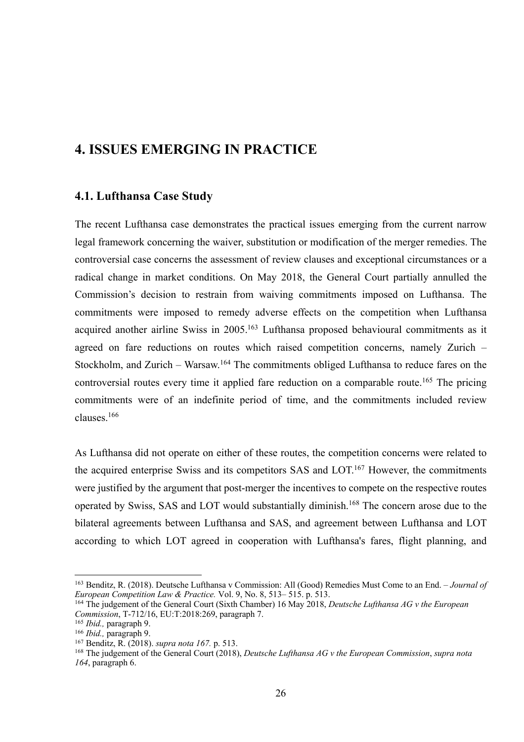# 4. ISSUES EMERGING IN PRACTICE

## 4.1. Lufthansa Case Study

The recent Lufthansa case demonstrates the practical issues emerging from the current narrow legal framework concerning the waiver, substitution or modification of the merger remedies. The controversial case concerns the assessment of review clauses and exceptional circumstances or a radical change in market conditions. On May 2018, the General Court partially annulled the Commission's decision to restrain from waiving commitments imposed on Lufthansa. The commitments were imposed to remedy adverse effects on the competition when Lufthansa acquired another airline Swiss in 2005.[163] Lufthansa proposed behavioural commitments as it agreed on fare reductions on routes which raised competition concerns, namely Zurich – Stockholm, and Zurich – Warsaw.[164] The commitments obliged Lufthansa to reduce fares on the controversial routes every time it applied fare reduction on a comparable route.[165] The pricing commitments were of an indefinite period of time, and the commitments included review clauses.[166]

As Lufthansa did not operate on either of these routes, the competition concerns were related to the acquired enterprise Swiss and its competitors SAS and LOT.[167] However, the commitments were justified by the argument that post-merger the incentives to compete on the respective routes operated by Swiss, SAS and LOT would substantially diminish.[168] The concern arose due to the bilateral agreements between Lufthansa and SAS, and agreement between Lufthansa and LOT according to which LOT agreed in cooperation with Lufthansa's fares, flight planning, and

---

[163] Benditz, R. (2018). Deutsche Lufthansa v Commission: All (Good) Remedies Must Come to an End. – *Journal of European Competition Law & Practice.* Vol. 9, No. 8, 513– 515. p. 513.

[164] The judgement of the General Court (Sixth Chamber) 16 May 2018, *Deutsche Lufthansa AG v the European Commission*, T-712/16, EU:T:2018:269, paragraph 7.

[165] *Ibid.,* paragraph 9.

[166] *Ibid.,* paragraph 9.

[167] Benditz, R. (2018). *supra nota 167.* p. 513.

[168] The judgement of the General Court (2018), *Deutsche Lufthansa AG v the European Commission*, *supra nota 164*, paragraph 6.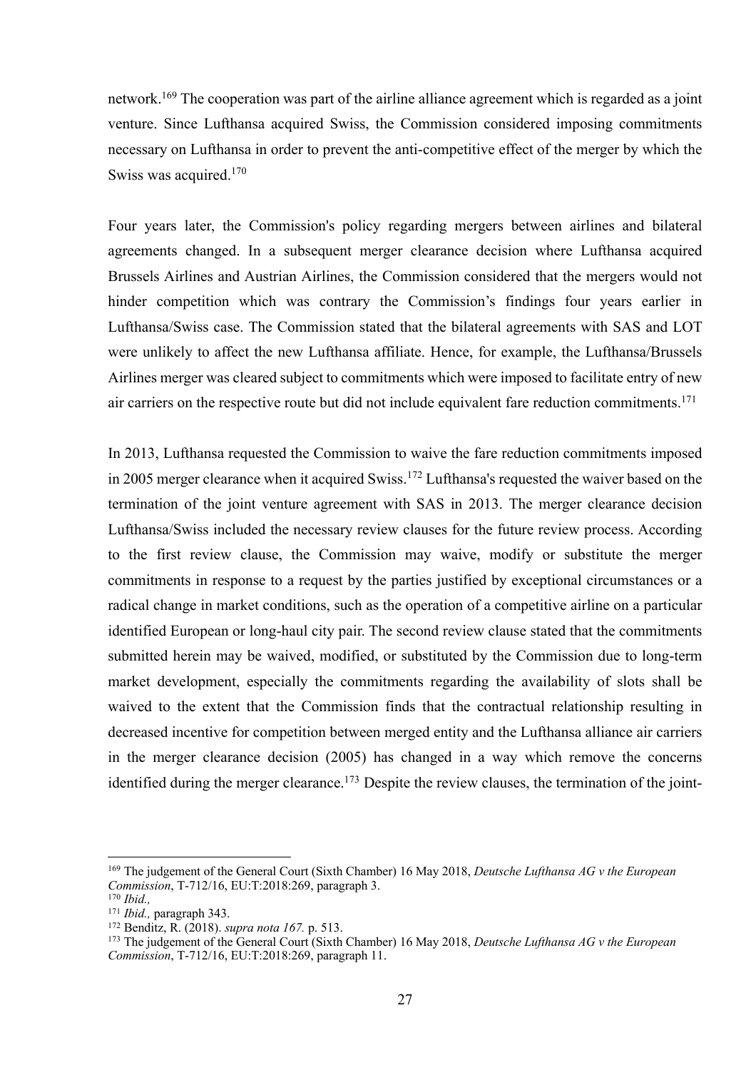network.[169] The cooperation was part of the airline alliance agreement which is regarded as a joint venture. Since Lufthansa acquired Swiss, the Commission considered imposing commitments necessary on Lufthansa in order to prevent the anti-competitive effect of the merger by which the Swiss was acquired.[170]

Four years later, the Commission's policy regarding mergers between airlines and bilateral agreements changed. In a subsequent merger clearance decision where Lufthansa acquired Brussels Airlines and Austrian Airlines, the Commission considered that the mergers would not hinder competition which was contrary the Commission's findings four years earlier in Lufthansa/Swiss case. The Commission stated that the bilateral agreements with SAS and LOT were unlikely to affect the new Lufthansa affiliate. Hence, for example, the Lufthansa/Brussels Airlines merger was cleared subject to commitments which were imposed to facilitate entry of new air carriers on the respective route but did not include equivalent fare reduction commitments.[171]

In 2013, Lufthansa requested the Commission to waive the fare reduction commitments imposed in 2005 merger clearance when it acquired Swiss.[172] Lufthansa's requested the waiver based on the termination of the joint venture agreement with SAS in 2013. The merger clearance decision Lufthansa/Swiss included the necessary review clauses for the future review process. According to the first review clause, the Commission may waive, modify or substitute the merger commitments in response to a request by the parties justified by exceptional circumstances or a radical change in market conditions, such as the operation of a competitive airline on a particular identified European or long-haul city pair. The second review clause stated that the commitments submitted herein may be waived, modified, or substituted by the Commission due to long-term market development, especially the commitments regarding the availability of slots shall be waived to the extent that the Commission finds that the contractual relationship resulting in decreased incentive for competition between merged entity and the Lufthansa alliance air carriers in the merger clearance decision (2005) has changed in a way which remove the concerns identified during the merger clearance.[173] Despite the review clauses, the termination of the joint-

---

[169] The judgement of the General Court (Sixth Chamber) 16 May 2018, *Deutsche Lufthansa AG v the European Commission*, T-712/16, EU:T:2018:269, paragraph 3.

[170] *Ibid.,*

[171] *Ibid.,* paragraph 343.

[172] Benditz, R. (2018). *supra nota 167.* p. 513.

[173] The judgement of the General Court (Sixth Chamber) 16 May 2018, *Deutsche Lufthansa AG v the European Commission*, T-712/16, EU:T:2018:269, paragraph 11.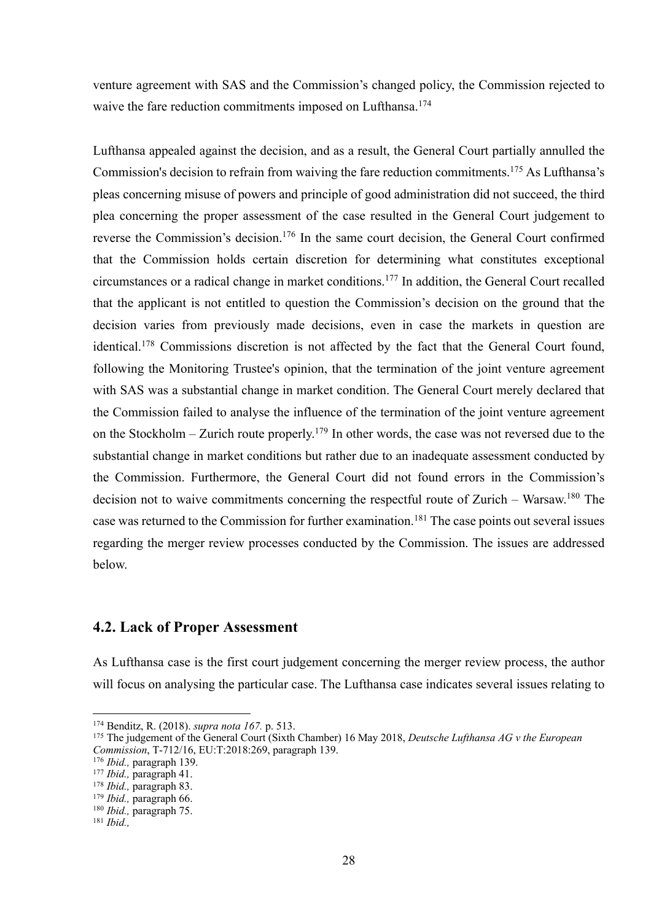venture agreement with SAS and the Commission's changed policy, the Commission rejected to waive the fare reduction commitments imposed on Lufthansa.[174]

Lufthansa appealed against the decision, and as a result, the General Court partially annulled the Commission's decision to refrain from waiving the fare reduction commitments.[175] As Lufthansa's pleas concerning misuse of powers and principle of good administration did not succeed, the third plea concerning the proper assessment of the case resulted in the General Court judgement to reverse the Commission's decision.[176] In the same court decision, the General Court confirmed that the Commission holds certain discretion for determining what constitutes exceptional circumstances or a radical change in market conditions.[177] In addition, the General Court recalled that the applicant is not entitled to question the Commission's decision on the ground that the decision varies from previously made decisions, even in case the markets in question are identical.[178] Commissions discretion is not affected by the fact that the General Court found, following the Monitoring Trustee's opinion, that the termination of the joint venture agreement with SAS was a substantial change in market condition. The General Court merely declared that the Commission failed to analyse the influence of the termination of the joint venture agreement on the Stockholm – Zurich route properly.[179] In other words, the case was not reversed due to the substantial change in market conditions but rather due to an inadequate assessment conducted by the Commission. Furthermore, the General Court did not found errors in the Commission's decision not to waive commitments concerning the respectful route of Zurich – Warsaw.[180] The case was returned to the Commission for further examination.[181] The case points out several issues regarding the merger review processes conducted by the Commission. The issues are addressed below.

## 4.2. Lack of Proper Assessment

As Lufthansa case is the first court judgement concerning the merger review process, the author will focus on analysing the particular case. The Lufthansa case indicates several issues relating to

---

[174] Benditz, R. (2018). *supra nota 167.* p. 513.

[175] The judgement of the General Court (Sixth Chamber) 16 May 2018, *Deutsche Lufthansa AG v the European Commission*, T-712/16, EU:T:2018:269, paragraph 139.

[176] *Ibid.,* paragraph 139.

[177] *Ibid.,* paragraph 41.

[178] *Ibid.,* paragraph 83.

[179] *Ibid.,* paragraph 66.

[180] *Ibid.,* paragraph 75.

[181] *Ibid.,*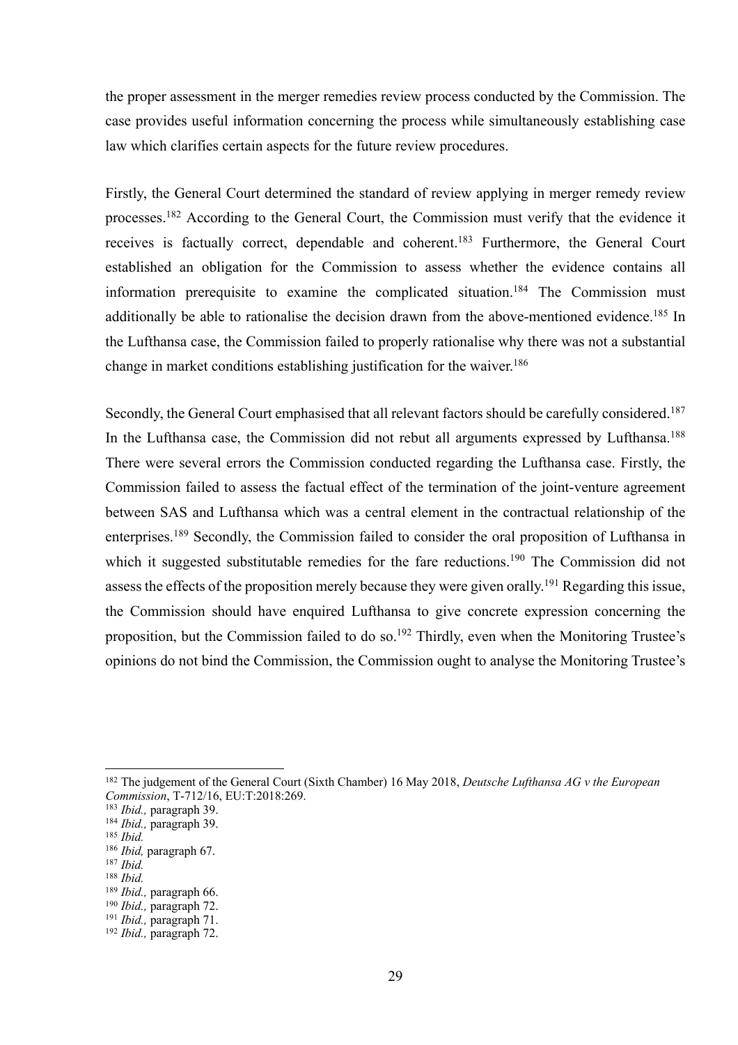the proper assessment in the merger remedies review process conducted by the Commission. The case provides useful information concerning the process while simultaneously establishing case law which clarifies certain aspects for the future review procedures.

Firstly, the General Court determined the standard of review applying in merger remedy review processes.[182] According to the General Court, the Commission must verify that the evidence it receives is factually correct, dependable and coherent.[183] Furthermore, the General Court established an obligation for the Commission to assess whether the evidence contains all information prerequisite to examine the complicated situation.[184] The Commission must additionally be able to rationalise the decision drawn from the above-mentioned evidence.[185] In the Lufthansa case, the Commission failed to properly rationalise why there was not a substantial change in market conditions establishing justification for the waiver.[186]

Secondly, the General Court emphasised that all relevant factors should be carefully considered.[187] In the Lufthansa case, the Commission did not rebut all arguments expressed by Lufthansa.[188] There were several errors the Commission conducted regarding the Lufthansa case. Firstly, the Commission failed to assess the factual effect of the termination of the joint-venture agreement between SAS and Lufthansa which was a central element in the contractual relationship of the enterprises.[189] Secondly, the Commission failed to consider the oral proposition of Lufthansa in which it suggested substitutable remedies for the fare reductions.[190] The Commission did not assess the effects of the proposition merely because they were given orally.[191] Regarding this issue, the Commission should have enquired Lufthansa to give concrete expression concerning the proposition, but the Commission failed to do so.[192] Thirdly, even when the Monitoring Trustee's opinions do not bind the Commission, the Commission ought to analyse the Monitoring Trustee's

---

[182] The judgement of the General Court (Sixth Chamber) 16 May 2018, *Deutsche Lufthansa AG v the European Commission*, T-712/16, EU:T:2018:269.
[183] *Ibid.,* paragraph 39.
[184] *Ibid.,* paragraph 39.
[185] *Ibid.*
[186] *Ibid,* paragraph 67.
[187] *Ibid.*
[188] *Ibid.*
[189] *Ibid.,* paragraph 66.
[190] *Ibid.,* paragraph 72.
[191] *Ibid.,* paragraph 71.
[192] *Ibid.,* paragraph 72.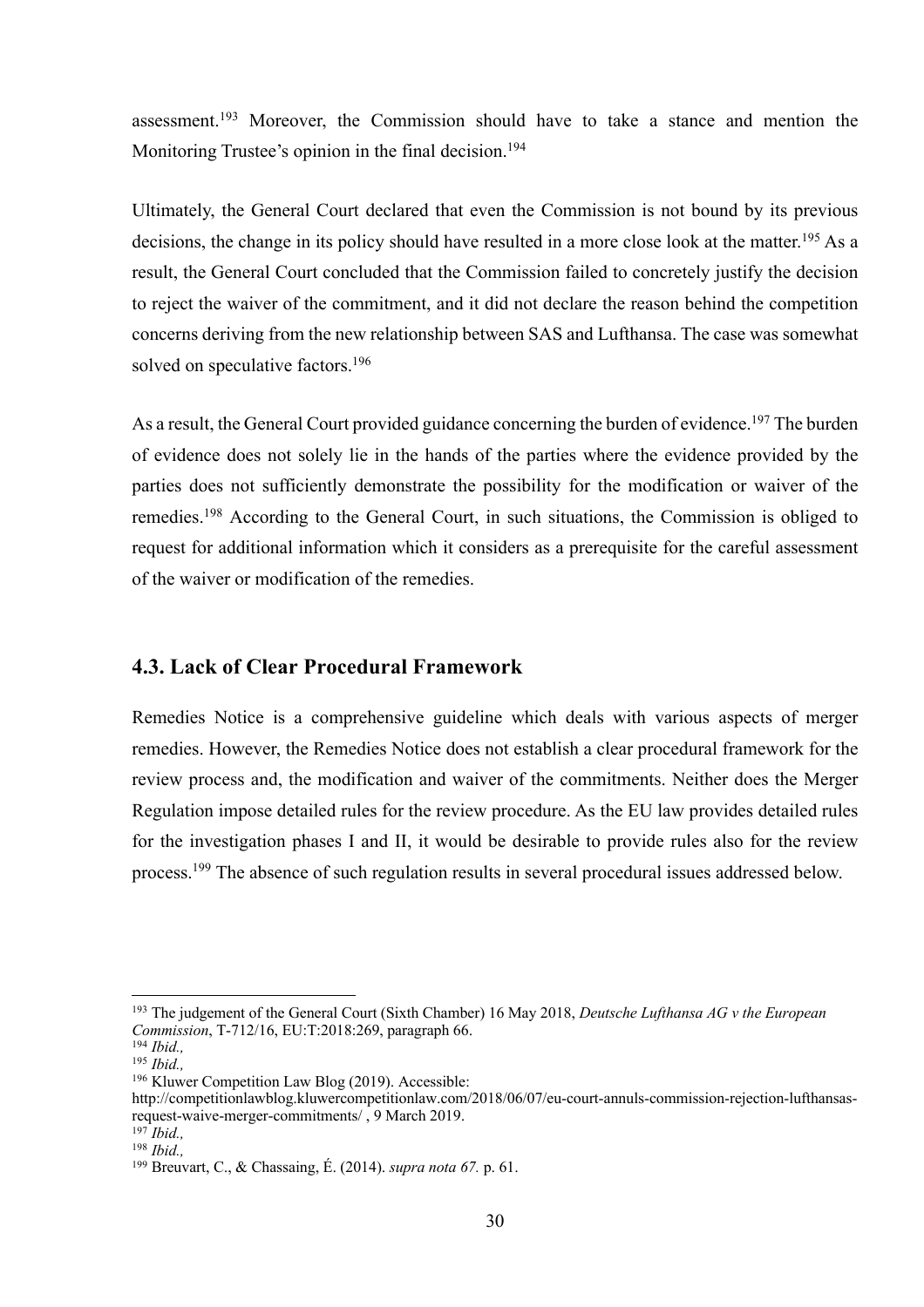assessment.[193] Moreover, the Commission should have to take a stance and mention the Monitoring Trustee's opinion in the final decision.[194]

Ultimately, the General Court declared that even the Commission is not bound by its previous decisions, the change in its policy should have resulted in a more close look at the matter.[195] As a result, the General Court concluded that the Commission failed to concretely justify the decision to reject the waiver of the commitment, and it did not declare the reason behind the competition concerns deriving from the new relationship between SAS and Lufthansa. The case was somewhat solved on speculative factors.[196]

As a result, the General Court provided guidance concerning the burden of evidence.[197] The burden of evidence does not solely lie in the hands of the parties where the evidence provided by the parties does not sufficiently demonstrate the possibility for the modification or waiver of the remedies.[198] According to the General Court, in such situations, the Commission is obliged to request for additional information which it considers as a prerequisite for the careful assessment of the waiver or modification of the remedies.

## 4.3. Lack of Clear Procedural Framework

Remedies Notice is a comprehensive guideline which deals with various aspects of merger remedies. However, the Remedies Notice does not establish a clear procedural framework for the review process and, the modification and waiver of the commitments. Neither does the Merger Regulation impose detailed rules for the review procedure. As the EU law provides detailed rules for the investigation phases I and II, it would be desirable to provide rules also for the review process.[199] The absence of such regulation results in several procedural issues addressed below.

---

[193] The judgement of the General Court (Sixth Chamber) 16 May 2018, *Deutsche Lufthansa AG v the European Commission*, T-712/16, EU:T:2018:269, paragraph 66.

[194] *Ibid.,*

[195] *Ibid.,*

[196] Kluwer Competition Law Blog (2019). Accessible: http://competitionlawblog.kluwercompetitionlaw.com/2018/06/07/eu-court-annuls-commission-rejection-lufthansas-request-waive-merger-commitments/ , 9 March 2019.

[197] *Ibid.,*

[198] *Ibid.,*

[199] Breuvart, C., & Chassaing, É. (2014). *supra nota 67.* p. 61.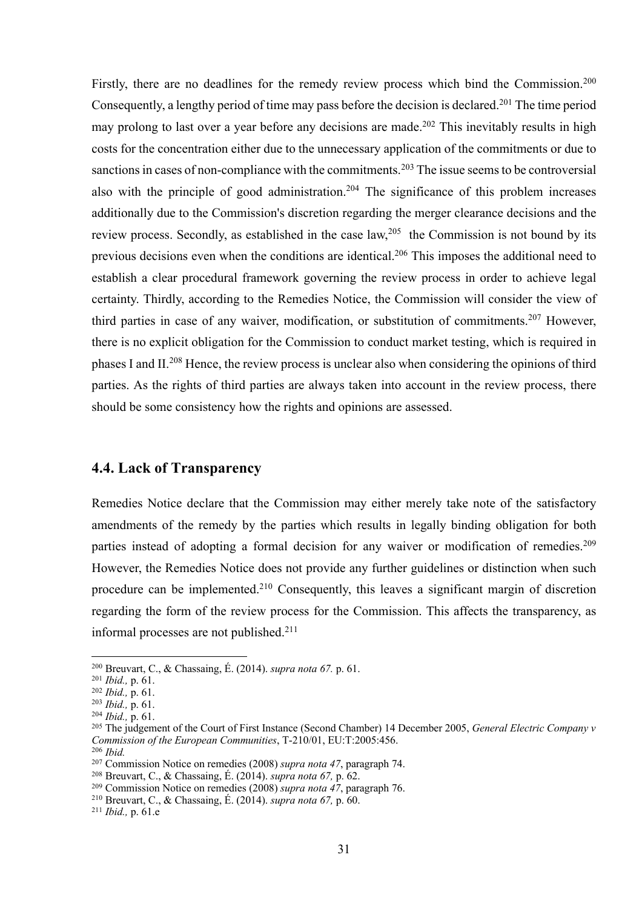Firstly, there are no deadlines for the remedy review process which bind the Commission.[200] Consequently, a lengthy period of time may pass before the decision is declared.[201] The time period may prolong to last over a year before any decisions are made.[202] This inevitably results in high costs for the concentration either due to the unnecessary application of the commitments or due to sanctions in cases of non-compliance with the commitments.[203] The issue seems to be controversial also with the principle of good administration.[204] The significance of this problem increases additionally due to the Commission's discretion regarding the merger clearance decisions and the review process. Secondly, as established in the case law,[205] the Commission is not bound by its previous decisions even when the conditions are identical.[206] This imposes the additional need to establish a clear procedural framework governing the review process in order to achieve legal certainty. Thirdly, according to the Remedies Notice, the Commission will consider the view of third parties in case of any waiver, modification, or substitution of commitments.[207] However, there is no explicit obligation for the Commission to conduct market testing, which is required in phases I and II.[208] Hence, the review process is unclear also when considering the opinions of third parties. As the rights of third parties are always taken into account in the review process, there should be some consistency how the rights and opinions are assessed.

## 4.4. Lack of Transparency

Remedies Notice declare that the Commission may either merely take note of the satisfactory amendments of the remedy by the parties which results in legally binding obligation for both parties instead of adopting a formal decision for any waiver or modification of remedies.[209] However, the Remedies Notice does not provide any further guidelines or distinction when such procedure can be implemented.[210] Consequently, this leaves a significant margin of discretion regarding the form of the review process for the Commission. This affects the transparency, as informal processes are not published.[211]

---

[200] Breuvart, C., & Chassaing, É. (2014). *supra nota 67.* p. 61.

[201] *Ibid.,* p. 61.

[202] *Ibid.,* p. 61.

[203] *Ibid.,* p. 61.

[204] *Ibid.,* p. 61.

[205] The judgement of the Court of First Instance (Second Chamber) 14 December 2005, *General Electric Company v Commission of the European Communities*, T-210/01, EU:T:2005:456.

[206] *Ibid.*

[207] Commission Notice on remedies (2008) *supra nota 47*, paragraph 74.

[208] Breuvart, C., & Chassaing, É. (2014). *supra nota 67,* p. 62.

[209] Commission Notice on remedies (2008) *supra nota 47*, paragraph 76.

[210] Breuvart, C., & Chassaing, É. (2014). *supra nota 67,* p. 60.

[211] *Ibid.,* p. 61.e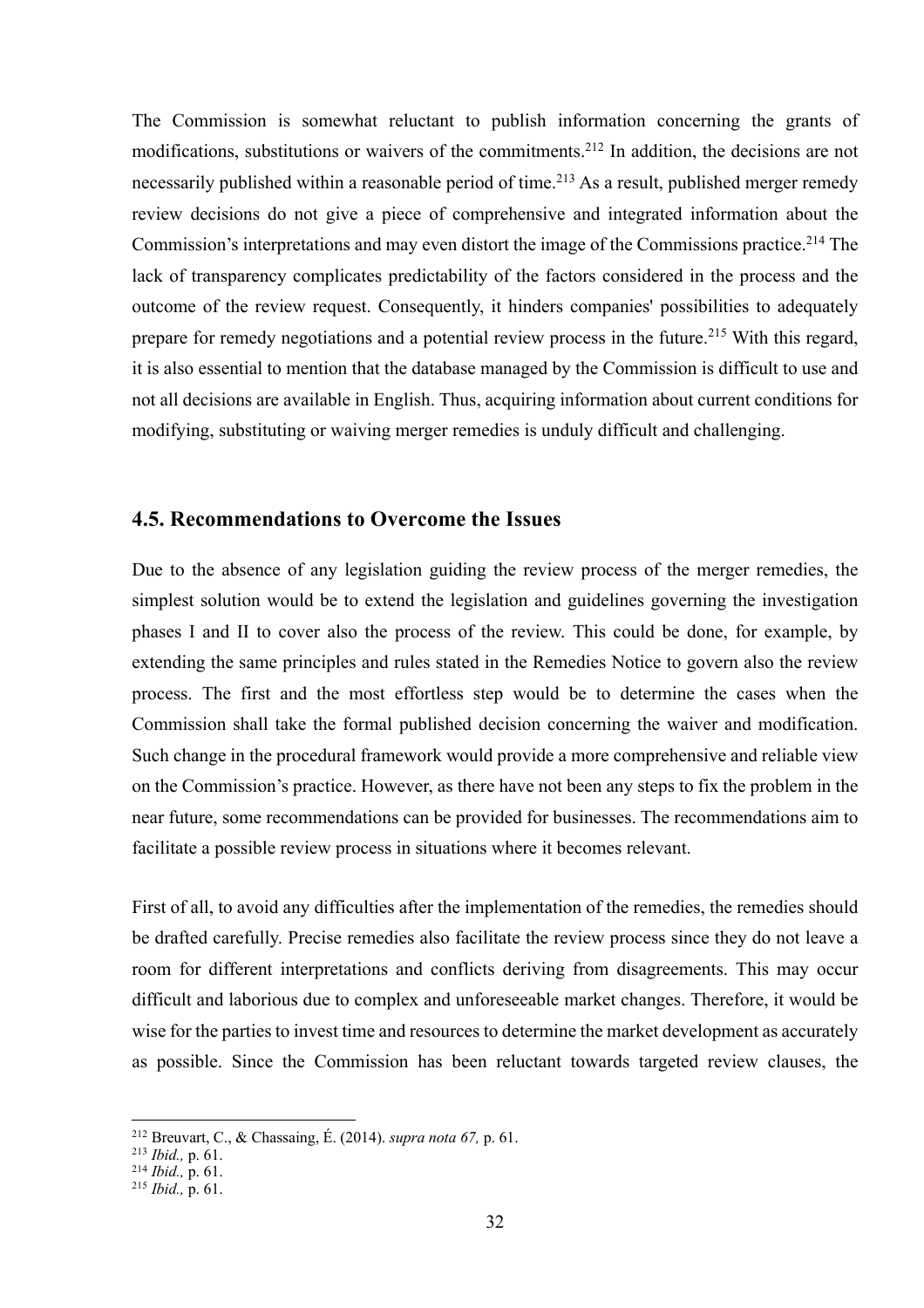The Commission is somewhat reluctant to publish information concerning the grants of modifications, substitutions or waivers of the commitments.[212] In addition, the decisions are not necessarily published within a reasonable period of time.[213] As a result, published merger remedy review decisions do not give a piece of comprehensive and integrated information about the Commission's interpretations and may even distort the image of the Commissions practice.[214] The lack of transparency complicates predictability of the factors considered in the process and the outcome of the review request. Consequently, it hinders companies' possibilities to adequately prepare for remedy negotiations and a potential review process in the future.[215] With this regard, it is also essential to mention that the database managed by the Commission is difficult to use and not all decisions are available in English. Thus, acquiring information about current conditions for modifying, substituting or waiving merger remedies is unduly difficult and challenging.

### 4.5. Recommendations to Overcome the Issues

Due to the absence of any legislation guiding the review process of the merger remedies, the simplest solution would be to extend the legislation and guidelines governing the investigation phases I and II to cover also the process of the review. This could be done, for example, by extending the same principles and rules stated in the Remedies Notice to govern also the review process. The first and the most effortless step would be to determine the cases when the Commission shall take the formal published decision concerning the waiver and modification. Such change in the procedural framework would provide a more comprehensive and reliable view on the Commission's practice. However, as there have not been any steps to fix the problem in the near future, some recommendations can be provided for businesses. The recommendations aim to facilitate a possible review process in situations where it becomes relevant.

First of all, to avoid any difficulties after the implementation of the remedies, the remedies should be drafted carefully. Precise remedies also facilitate the review process since they do not leave a room for different interpretations and conflicts deriving from disagreements. This may occur difficult and laborious due to complex and unforeseeable market changes. Therefore, it would be wise for the parties to invest time and resources to determine the market development as accurately as possible. Since the Commission has been reluctant towards targeted review clauses, the

---

[212] Breuvart, C., & Chassaing, É. (2014). *supra nota 67,* p. 61.

[213] *Ibid.,* p. 61.

[214] *Ibid.,* p. 61.

[215] *Ibid.,* p. 61.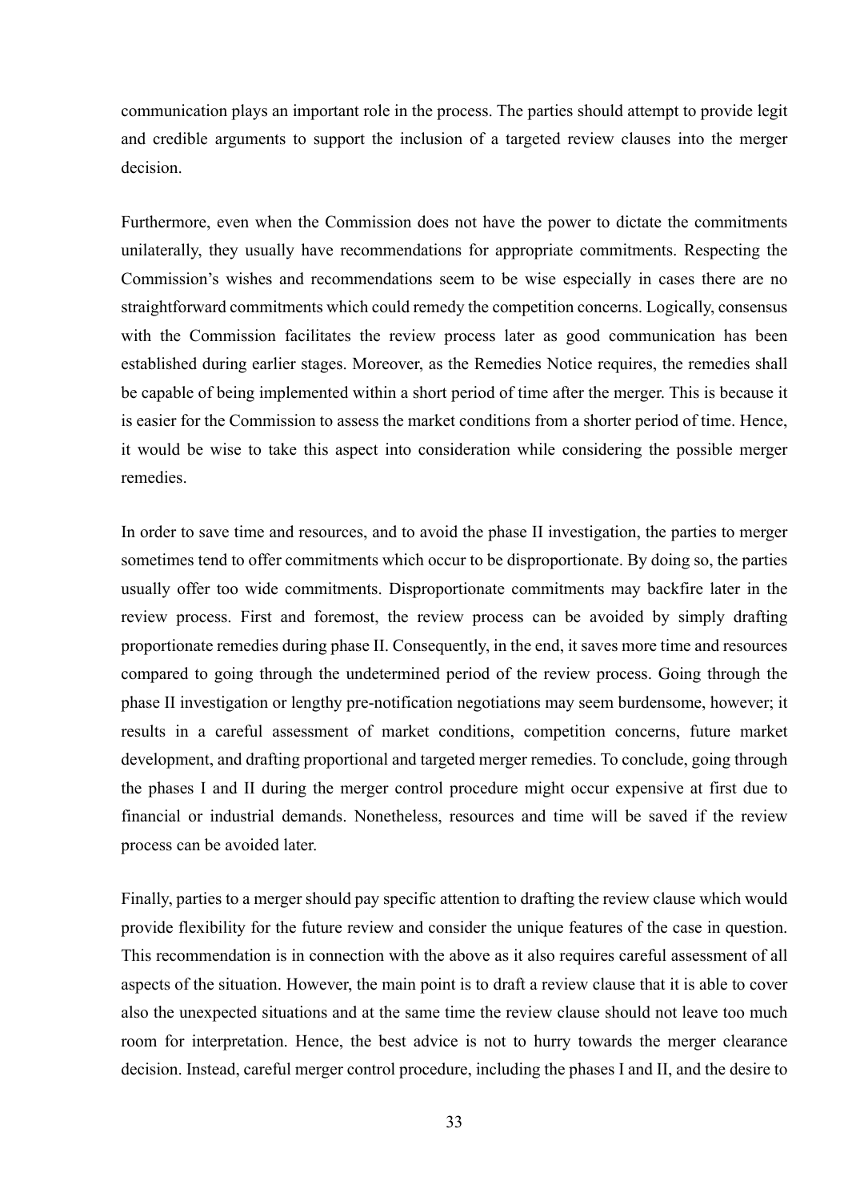communication plays an important role in the process. The parties should attempt to provide legit and credible arguments to support the inclusion of a targeted review clauses into the merger decision.

Furthermore, even when the Commission does not have the power to dictate the commitments unilaterally, they usually have recommendations for appropriate commitments. Respecting the Commission's wishes and recommendations seem to be wise especially in cases there are no straightforward commitments which could remedy the competition concerns. Logically, consensus with the Commission facilitates the review process later as good communication has been established during earlier stages. Moreover, as the Remedies Notice requires, the remedies shall be capable of being implemented within a short period of time after the merger. This is because it is easier for the Commission to assess the market conditions from a shorter period of time. Hence, it would be wise to take this aspect into consideration while considering the possible merger remedies.

In order to save time and resources, and to avoid the phase II investigation, the parties to merger sometimes tend to offer commitments which occur to be disproportionate. By doing so, the parties usually offer too wide commitments. Disproportionate commitments may backfire later in the review process. First and foremost, the review process can be avoided by simply drafting proportionate remedies during phase II. Consequently, in the end, it saves more time and resources compared to going through the undetermined period of the review process. Going through the phase II investigation or lengthy pre-notification negotiations may seem burdensome, however; it results in a careful assessment of market conditions, competition concerns, future market development, and drafting proportional and targeted merger remedies. To conclude, going through the phases I and II during the merger control procedure might occur expensive at first due to financial or industrial demands. Nonetheless, resources and time will be saved if the review process can be avoided later.

Finally, parties to a merger should pay specific attention to drafting the review clause which would provide flexibility for the future review and consider the unique features of the case in question. This recommendation is in connection with the above as it also requires careful assessment of all aspects of the situation. However, the main point is to draft a review clause that it is able to cover also the unexpected situations and at the same time the review clause should not leave too much room for interpretation. Hence, the best advice is not to hurry towards the merger clearance decision. Instead, careful merger control procedure, including the phases I and II, and the desire to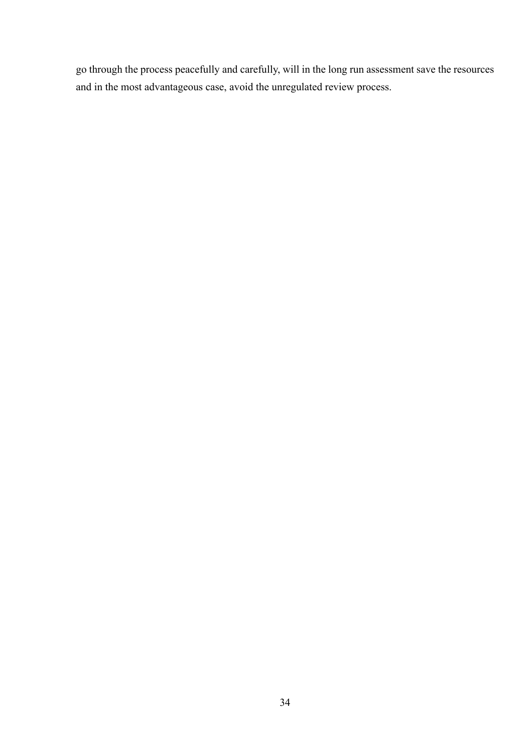go through the process peacefully and carefully, will in the long run assessment save the resources and in the most advantageous case, avoid the unregulated review process.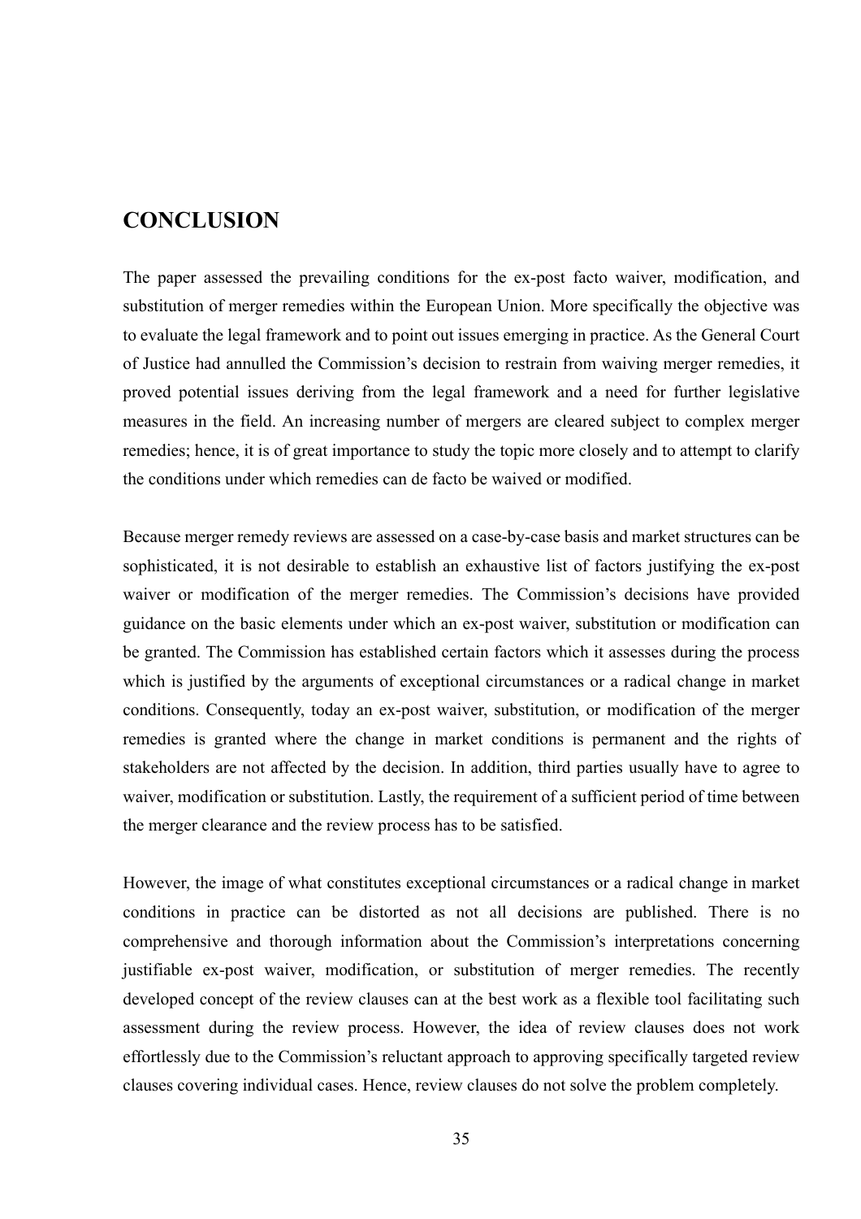# CONCLUSION

The paper assessed the prevailing conditions for the ex-post facto waiver, modification, and substitution of merger remedies within the European Union. More specifically the objective was to evaluate the legal framework and to point out issues emerging in practice. As the General Court of Justice had annulled the Commission's decision to restrain from waiving merger remedies, it proved potential issues deriving from the legal framework and a need for further legislative measures in the field. An increasing number of mergers are cleared subject to complex merger remedies; hence, it is of great importance to study the topic more closely and to attempt to clarify the conditions under which remedies can de facto be waived or modified.

Because merger remedy reviews are assessed on a case-by-case basis and market structures can be sophisticated, it is not desirable to establish an exhaustive list of factors justifying the ex-post waiver or modification of the merger remedies. The Commission's decisions have provided guidance on the basic elements under which an ex-post waiver, substitution or modification can be granted. The Commission has established certain factors which it assesses during the process which is justified by the arguments of exceptional circumstances or a radical change in market conditions. Consequently, today an ex-post waiver, substitution, or modification of the merger remedies is granted where the change in market conditions is permanent and the rights of stakeholders are not affected by the decision. In addition, third parties usually have to agree to waiver, modification or substitution. Lastly, the requirement of a sufficient period of time between the merger clearance and the review process has to be satisfied.

However, the image of what constitutes exceptional circumstances or a radical change in market conditions in practice can be distorted as not all decisions are published. There is no comprehensive and thorough information about the Commission's interpretations concerning justifiable ex-post waiver, modification, or substitution of merger remedies. The recently developed concept of the review clauses can at the best work as a flexible tool facilitating such assessment during the review process. However, the idea of review clauses does not work effortlessly due to the Commission's reluctant approach to approving specifically targeted review clauses covering individual cases. Hence, review clauses do not solve the problem completely.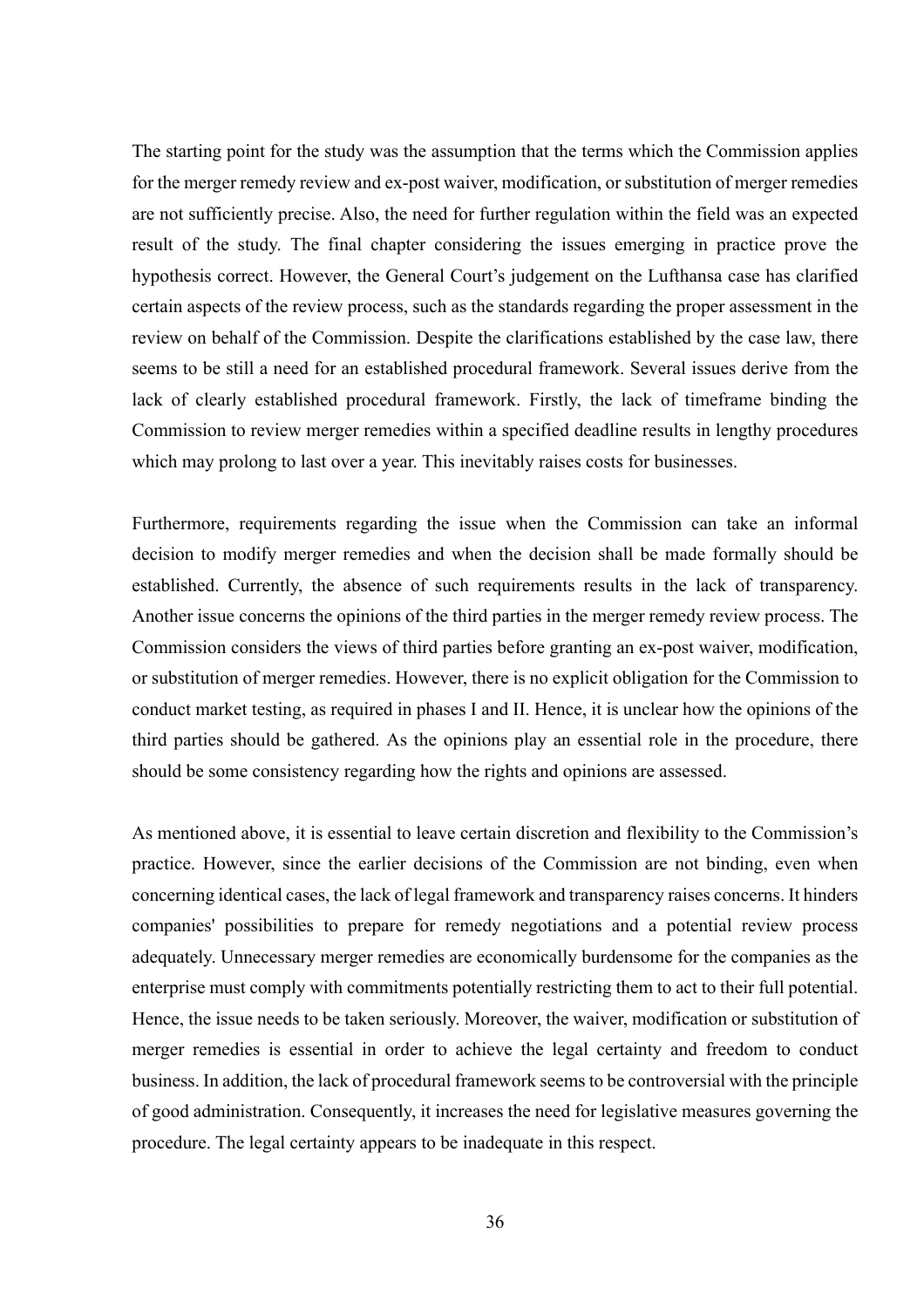The starting point for the study was the assumption that the terms which the Commission applies for the merger remedy review and ex-post waiver, modification, or substitution of merger remedies are not sufficiently precise. Also, the need for further regulation within the field was an expected result of the study. The final chapter considering the issues emerging in practice prove the hypothesis correct. However, the General Court's judgement on the Lufthansa case has clarified certain aspects of the review process, such as the standards regarding the proper assessment in the review on behalf of the Commission. Despite the clarifications established by the case law, there seems to be still a need for an established procedural framework. Several issues derive from the lack of clearly established procedural framework. Firstly, the lack of timeframe binding the Commission to review merger remedies within a specified deadline results in lengthy procedures which may prolong to last over a year. This inevitably raises costs for businesses.

Furthermore, requirements regarding the issue when the Commission can take an informal decision to modify merger remedies and when the decision shall be made formally should be established. Currently, the absence of such requirements results in the lack of transparency. Another issue concerns the opinions of the third parties in the merger remedy review process. The Commission considers the views of third parties before granting an ex-post waiver, modification, or substitution of merger remedies. However, there is no explicit obligation for the Commission to conduct market testing, as required in phases I and II. Hence, it is unclear how the opinions of the third parties should be gathered. As the opinions play an essential role in the procedure, there should be some consistency regarding how the rights and opinions are assessed.

As mentioned above, it is essential to leave certain discretion and flexibility to the Commission's practice. However, since the earlier decisions of the Commission are not binding, even when concerning identical cases, the lack of legal framework and transparency raises concerns. It hinders companies' possibilities to prepare for remedy negotiations and a potential review process adequately. Unnecessary merger remedies are economically burdensome for the companies as the enterprise must comply with commitments potentially restricting them to act to their full potential. Hence, the issue needs to be taken seriously. Moreover, the waiver, modification or substitution of merger remedies is essential in order to achieve the legal certainty and freedom to conduct business. In addition, the lack of procedural framework seems to be controversial with the principle of good administration. Consequently, it increases the need for legislative measures governing the procedure. The legal certainty appears to be inadequate in this respect.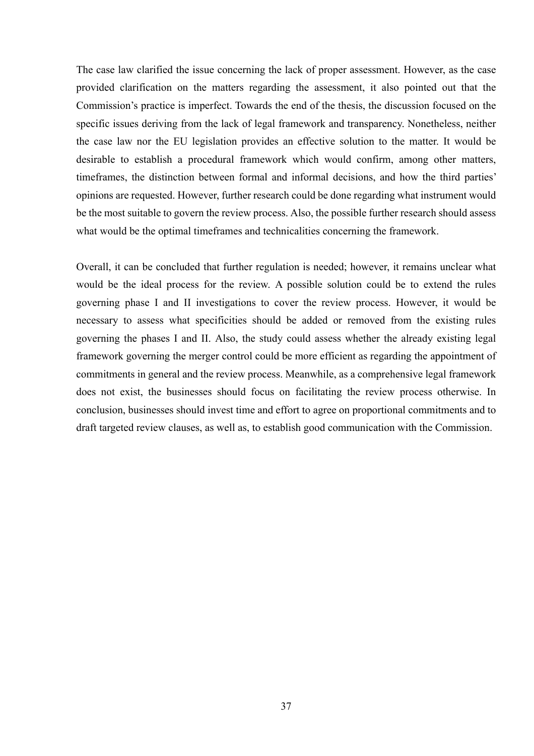The case law clarified the issue concerning the lack of proper assessment. However, as the case provided clarification on the matters regarding the assessment, it also pointed out that the Commission's practice is imperfect. Towards the end of the thesis, the discussion focused on the specific issues deriving from the lack of legal framework and transparency. Nonetheless, neither the case law nor the EU legislation provides an effective solution to the matter. It would be desirable to establish a procedural framework which would confirm, among other matters, timeframes, the distinction between formal and informal decisions, and how the third parties' opinions are requested. However, further research could be done regarding what instrument would be the most suitable to govern the review process. Also, the possible further research should assess what would be the optimal timeframes and technicalities concerning the framework.

Overall, it can be concluded that further regulation is needed; however, it remains unclear what would be the ideal process for the review. A possible solution could be to extend the rules governing phase I and II investigations to cover the review process. However, it would be necessary to assess what specificities should be added or removed from the existing rules governing the phases I and II. Also, the study could assess whether the already existing legal framework governing the merger control could be more efficient as regarding the appointment of commitments in general and the review process. Meanwhile, as a comprehensive legal framework does not exist, the businesses should focus on facilitating the review process otherwise. In conclusion, businesses should invest time and effort to agree on proportional commitments and to draft targeted review clauses, as well as, to establish good communication with the Commission.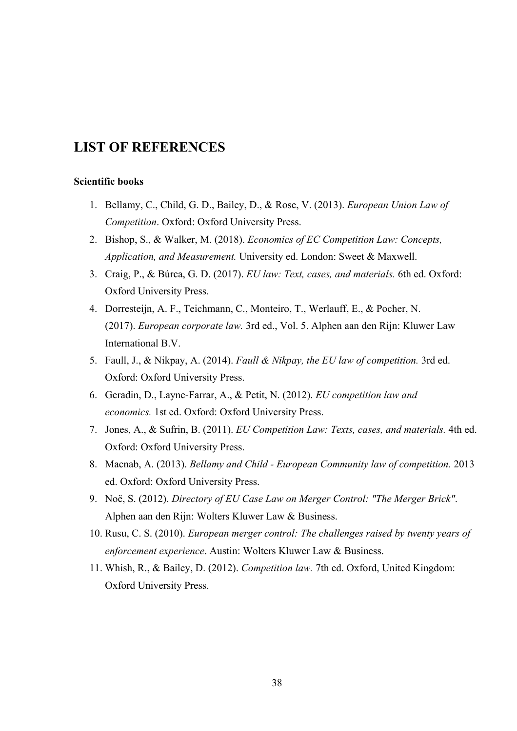# LIST OF REFERENCES

**Scientific books**

1. Bellamy, C., Child, G. D., Bailey, D., & Rose, V. (2013). *European Union Law of Competition*. Oxford: Oxford University Press.
2. Bishop, S., & Walker, M. (2018). *Economics of EC Competition Law: Concepts, Application, and Measurement.* University ed. London: Sweet & Maxwell.
3. Craig, P., & Búrca, G. D. (2017). *EU law: Text, cases, and materials.* 6th ed. Oxford: Oxford University Press.
4. Dorresteijn, A. F., Teichmann, C., Monteiro, T., Werlauff, E., & Pocher, N. (2017). *European corporate law.* 3rd ed., Vol. 5. Alphen aan den Rijn: Kluwer Law International B.V.
5. Faull, J., & Nikpay, A. (2014). *Faull & Nikpay, the EU law of competition.* 3rd ed. Oxford: Oxford University Press.
6. Geradin, D., Layne-Farrar, A., & Petit, N. (2012). *EU competition law and economics.* 1st ed. Oxford: Oxford University Press.
7. Jones, A., & Sufrin, B. (2011). *EU Competition Law: Texts, cases, and materials.* 4th ed. Oxford: Oxford University Press.
8. Macnab, A. (2013). *Bellamy and Child - European Community law of competition.* 2013 ed. Oxford: Oxford University Press.
9. Noë, S. (2012). *Directory of EU Case Law on Merger Control: "The Merger Brick"*. Alphen aan den Rijn: Wolters Kluwer Law & Business.
10. Rusu, C. S. (2010). *European merger control: The challenges raised by twenty years of enforcement experience*. Austin: Wolters Kluwer Law & Business.
11. Whish, R., & Bailey, D. (2012). *Competition law.* 7th ed. Oxford, United Kingdom: Oxford University Press.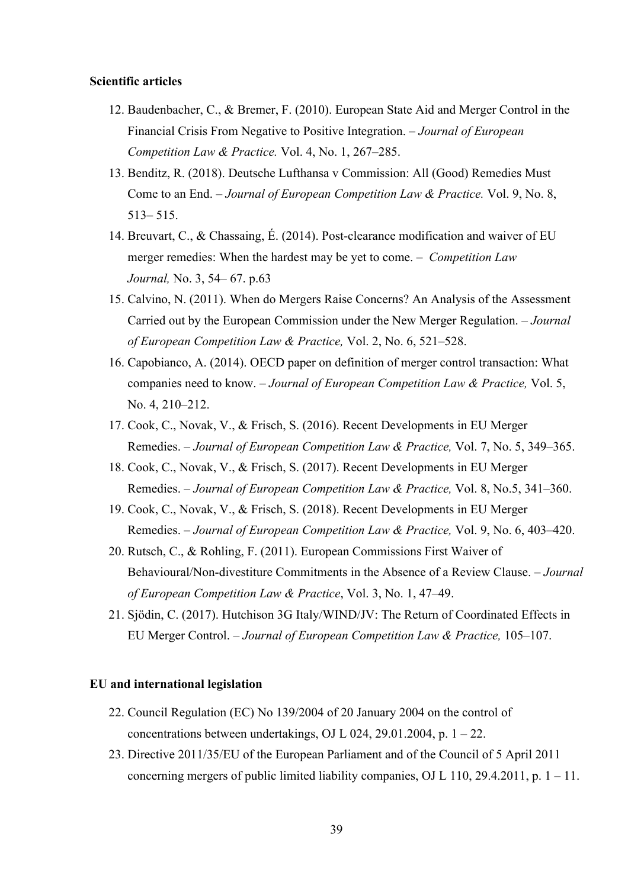**Scientific articles**

12. Baudenbacher, C., & Bremer, F. (2010). European State Aid and Merger Control in the Financial Crisis From Negative to Positive Integration. – *Journal of European Competition Law & Practice.* Vol. 4, No. 1, 267–285.
13. Benditz, R. (2018). Deutsche Lufthansa v Commission: All (Good) Remedies Must Come to an End. – *Journal of European Competition Law & Practice.* Vol. 9, No. 8, 513– 515.
14. Breuvart, C., & Chassaing, É. (2014). Post-clearance modification and waiver of EU merger remedies: When the hardest may be yet to come. – *Competition Law Journal,* No. 3, 54– 67. p.63
15. Calvino, N. (2011). When do Mergers Raise Concerns? An Analysis of the Assessment Carried out by the European Commission under the New Merger Regulation. – *Journal of European Competition Law & Practice,* Vol. 2, No. 6, 521–528.
16. Capobianco, A. (2014). OECD paper on definition of merger control transaction: What companies need to know. – *Journal of European Competition Law & Practice,* Vol. 5, No. 4, 210–212.
17. Cook, C., Novak, V., & Frisch, S. (2016). Recent Developments in EU Merger Remedies. – *Journal of European Competition Law & Practice,* Vol. 7, No. 5, 349–365.
18. Cook, C., Novak, V., & Frisch, S. (2017). Recent Developments in EU Merger Remedies. – *Journal of European Competition Law & Practice,* Vol. 8, No.5, 341–360.
19. Cook, C., Novak, V., & Frisch, S. (2018). Recent Developments in EU Merger Remedies. – *Journal of European Competition Law & Practice,* Vol. 9, No. 6, 403–420.
20. Rutsch, C., & Rohling, F. (2011). European Commissions First Waiver of Behavioural/Non-divestiture Commitments in the Absence of a Review Clause. – *Journal of European Competition Law & Practice*, Vol. 3, No. 1, 47–49.
21. Sjödin, C. (2017). Hutchison 3G Italy/WIND/JV: The Return of Coordinated Effects in EU Merger Control. – *Journal of European Competition Law & Practice,* 105–107.

**EU and international legislation**

22. Council Regulation (EC) No 139/2004 of 20 January 2004 on the control of concentrations between undertakings, OJ L 024, 29.01.2004, p. 1 – 22.
23. Directive 2011/35/EU of the European Parliament and of the Council of 5 April 2011 concerning mergers of public limited liability companies, OJ L 110, 29.4.2011, p. 1 – 11.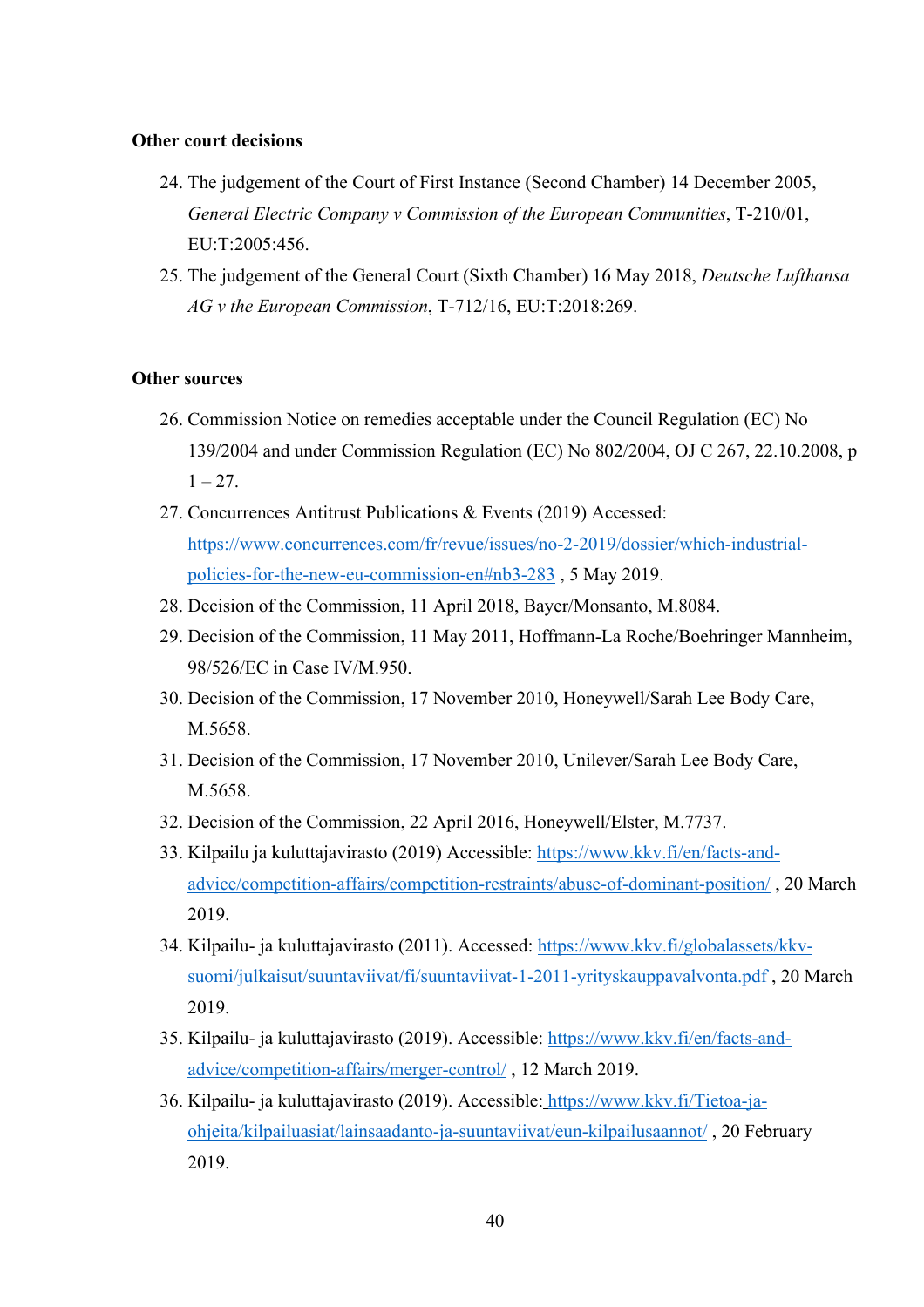**Other court decisions**

24. The judgement of the Court of First Instance (Second Chamber) 14 December 2005, *General Electric Company v Commission of the European Communities*, T-210/01, EU:T:2005:456.
25. The judgement of the General Court (Sixth Chamber) 16 May 2018, *Deutsche Lufthansa AG v the European Commission*, T-712/16, EU:T:2018:269.

**Other sources**

26. Commission Notice on remedies acceptable under the Council Regulation (EC) No 139/2004 and under Commission Regulation (EC) No 802/2004, OJ C 267, 22.10.2008, p 1 – 27.
27. Concurrences Antitrust Publications & Events (2019) Accessed: https://www.concurrences.com/fr/revue/issues/no-2-2019/dossier/which-industrial-policies-for-the-new-eu-commission-en#nb3-283 , 5 May 2019.
28. Decision of the Commission, 11 April 2018, Bayer/Monsanto, M.8084.
29. Decision of the Commission, 11 May 2011, Hoffmann-La Roche/Boehringer Mannheim, 98/526/EC in Case IV/M.950.
30. Decision of the Commission, 17 November 2010, Honeywell/Sarah Lee Body Care, M.5658.
31. Decision of the Commission, 17 November 2010, Unilever/Sarah Lee Body Care, M.5658.
32. Decision of the Commission, 22 April 2016, Honeywell/Elster, M.7737.
33. Kilpailu ja kuluttajavirasto (2019) Accessible: https://www.kkv.fi/en/facts-and-advice/competition-affairs/competition-restraints/abuse-of-dominant-position/ , 20 March 2019.
34. Kilpailu- ja kuluttajavirasto (2011). Accessed: https://www.kkv.fi/globalassets/kkv-suomi/julkaisut/suuntaviivat/fi/suuntaviivat-1-2011-yrityskauppavalvonta.pdf , 20 March 2019.
35. Kilpailu- ja kuluttajavirasto (2019). Accessible: https://www.kkv.fi/en/facts-and-advice/competition-affairs/merger-control/ , 12 March 2019.
36. Kilpailu- ja kuluttajavirasto (2019). Accessible: https://www.kkv.fi/Tietoa-ja-ohjeita/kilpailuasiat/lainsaadanto-ja-suuntaviivat/eun-kilpailusaannot/ , 20 February 2019.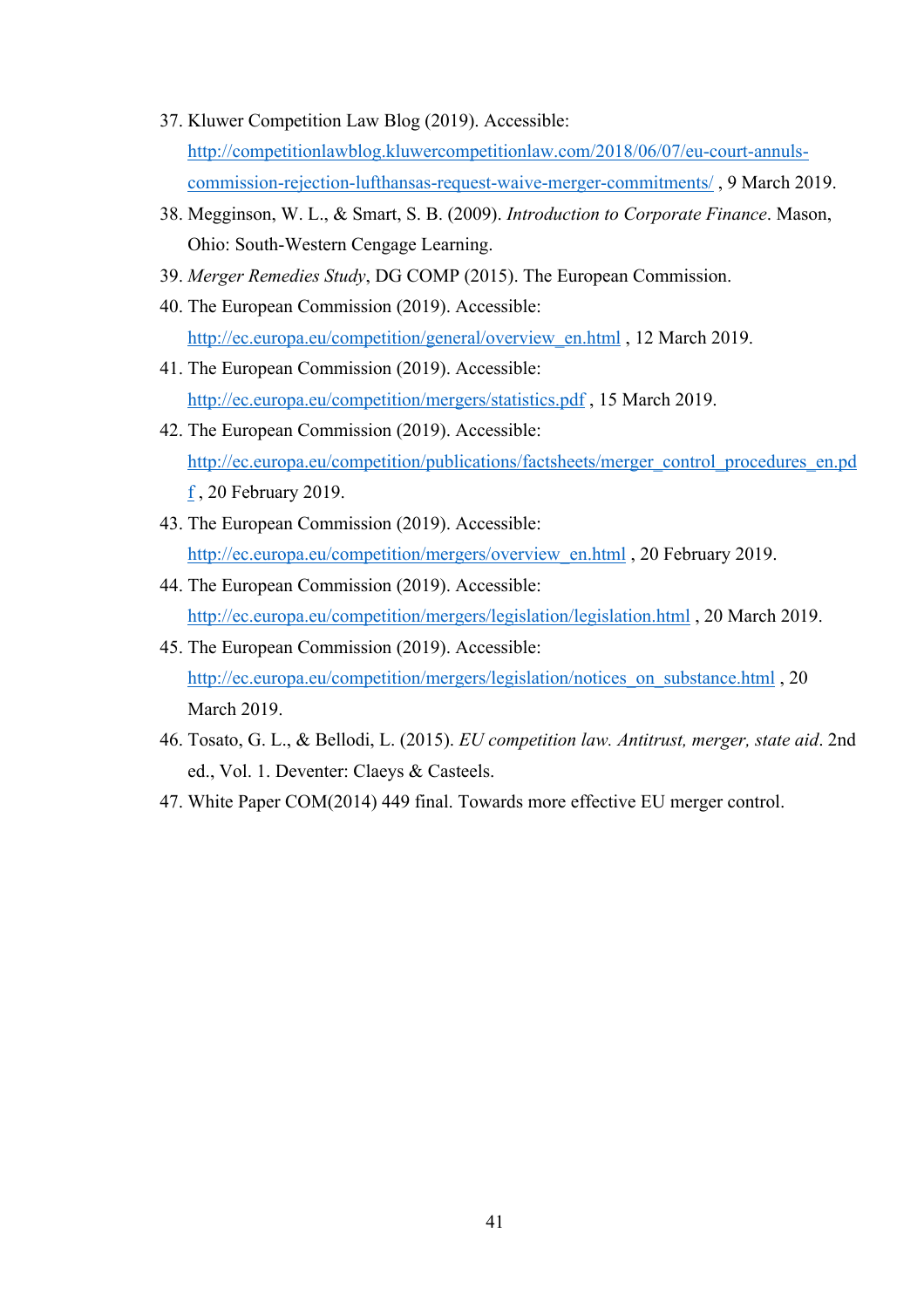37. Kluwer Competition Law Blog (2019). Accessible: http://competitionlawblog.kluwercompetitionlaw.com/2018/06/07/eu-court-annuls-commission-rejection-lufthansas-request-waive-merger-commitments/ , 9 March 2019.
38. Megginson, W. L., & Smart, S. B. (2009). *Introduction to Corporate Finance*. Mason, Ohio: South-Western Cengage Learning.
39. *Merger Remedies Study*, DG COMP (2015). The European Commission.
40. The European Commission (2019). Accessible: http://ec.europa.eu/competition/general/overview_en.html , 12 March 2019.
41. The European Commission (2019). Accessible: http://ec.europa.eu/competition/mergers/statistics.pdf , 15 March 2019.
42. The European Commission (2019). Accessible: http://ec.europa.eu/competition/publications/factsheets/merger_control_procedures_en.pdf , 20 February 2019.
43. The European Commission (2019). Accessible: http://ec.europa.eu/competition/mergers/overview_en.html , 20 February 2019.
44. The European Commission (2019). Accessible: http://ec.europa.eu/competition/mergers/legislation/legislation.html , 20 March 2019.
45. The European Commission (2019). Accessible: http://ec.europa.eu/competition/mergers/legislation/notices_on_substance.html , 20 March 2019.
46. Tosato, G. L., & Bellodi, L. (2015). *EU competition law. Antitrust, merger, state aid*. 2nd ed., Vol. 1. Deventer: Claeys & Casteels.
47. White Paper COM(2014) 449 final. Towards more effective EU merger control.